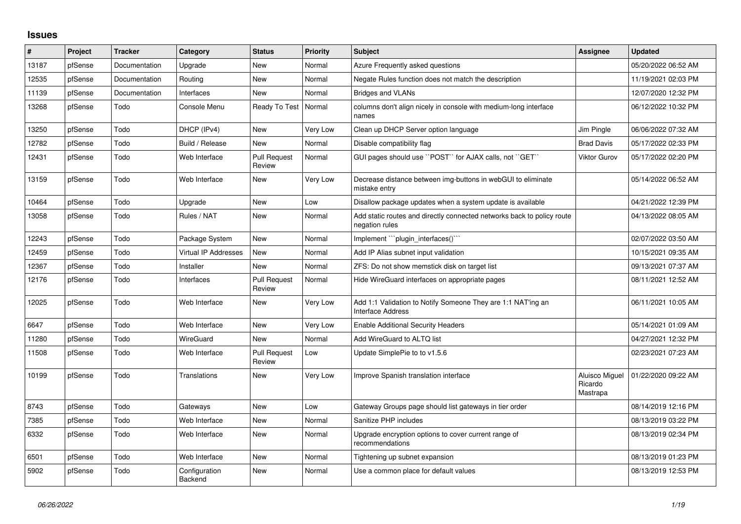# Issues

| # | Project | Tracker | Category | Status | Priority | Subject | Assignee | Updated |
|---|---|---|---|---|---|---|---|---|
| 13187 | pfSense | Documentation | Upgrade | New | Normal | Azure Frequently asked questions | | 05/20/2022 06:52 AM |
| 12535 | pfSense | Documentation | Routing | New | Normal | Negate Rules function does not match the description | | 11/19/2021 02:03 PM |
| 11139 | pfSense | Documentation | Interfaces | New | Normal | Bridges and VLANs | | 12/07/2020 12:32 PM |
| 13268 | pfSense | Todo | Console Menu | Ready To Test | Normal | columns don't align nicely in console with medium-long interface names | | 06/12/2022 10:32 PM |
| 13250 | pfSense | Todo | DHCP (IPv4) | New | Very Low | Clean up DHCP Server option language | Jim Pingle | 06/06/2022 07:32 AM |
| 12782 | pfSense | Todo | Build / Release | New | Normal | Disable compatibility flag | Brad Davis | 05/17/2022 02:33 PM |
| 12431 | pfSense | Todo | Web Interface | Pull Request Review | Normal | GUI pages should use ``POST`` for AJAX calls, not ``GET`` | Viktor Gurov | 05/17/2022 02:20 PM |
| 13159 | pfSense | Todo | Web Interface | New | Very Low | Decrease distance between img-buttons in webGUI to eliminate mistake entry | | 05/14/2022 06:52 AM |
| 10464 | pfSense | Todo | Upgrade | New | Low | Disallow package updates when a system update is available | | 04/21/2022 12:39 PM |
| 13058 | pfSense | Todo | Rules / NAT | New | Normal | Add static routes and directly connected networks back to policy route negation rules | | 04/13/2022 08:05 AM |
| 12243 | pfSense | Todo | Package System | New | Normal | Implement ```plugin_interfaces()``` | | 02/07/2022 03:50 AM |
| 12459 | pfSense | Todo | Virtual IP Addresses | New | Normal | Add IP Alias subnet input validation | | 10/15/2021 09:35 AM |
| 12367 | pfSense | Todo | Installer | New | Normal | ZFS: Do not show memstick disk on target list | | 09/13/2021 07:37 AM |
| 12176 | pfSense | Todo | Interfaces | Pull Request Review | Normal | Hide WireGuard interfaces on appropriate pages | | 08/11/2021 12:52 AM |
| 12025 | pfSense | Todo | Web Interface | New | Very Low | Add 1:1 Validation to Notify Someone They are 1:1 NAT'ing an Interface Address | | 06/11/2021 10:05 AM |
| 6647 | pfSense | Todo | Web Interface | New | Very Low | Enable Additional Security Headers | | 05/14/2021 01:09 AM |
| 11280 | pfSense | Todo | WireGuard | New | Normal | Add WireGuard to ALTQ list | | 04/27/2021 12:32 PM |
| 11508 | pfSense | Todo | Web Interface | Pull Request Review | Low | Update SimplePie to to v1.5.6 | | 02/23/2021 07:23 AM |
| 10199 | pfSense | Todo | Translations | New | Very Low | Improve Spanish translation interface | Aluisco Miguel Ricardo Mastrapa | 01/22/2020 09:22 AM |
| 8743 | pfSense | Todo | Gateways | New | Low | Gateway Groups page should list gateways in tier order | | 08/14/2019 12:16 PM |
| 7385 | pfSense | Todo | Web Interface | New | Normal | Sanitize PHP includes | | 08/13/2019 03:22 PM |
| 6332 | pfSense | Todo | Web Interface | New | Normal | Upgrade encryption options to cover current range of recommendations | | 08/13/2019 02:34 PM |
| 6501 | pfSense | Todo | Web Interface | New | Normal | Tightening up subnet expansion | | 08/13/2019 01:23 PM |
| 5902 | pfSense | Todo | Configuration Backend | New | Normal | Use a common place for default values | | 08/13/2019 12:53 PM |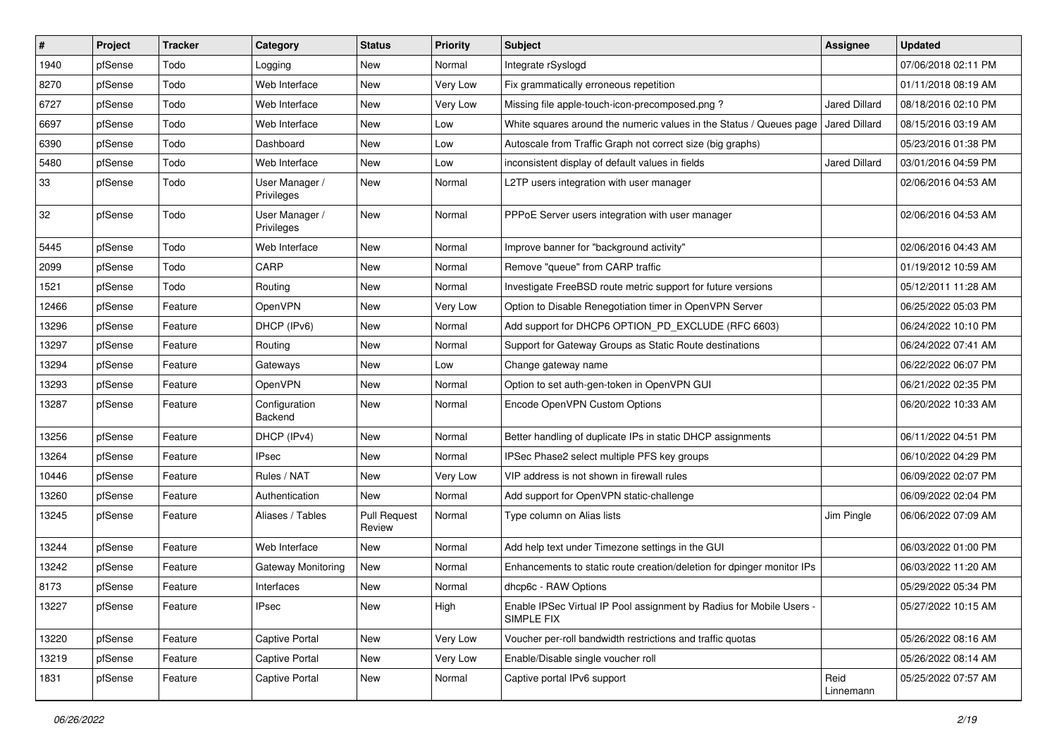| # | Project | Tracker | Category | Status | Priority | Subject | Assignee | Updated |
|---|---|---|---|---|---|---|---|---|
| 1940 | pfSense | Todo | Logging | New | Normal | Integrate rSyslogd | | 07/06/2018 02:11 PM |
| 8270 | pfSense | Todo | Web Interface | New | Very Low | Fix grammatically erroneous repetition | | 01/11/2018 08:19 AM |
| 6727 | pfSense | Todo | Web Interface | New | Very Low | Missing file apple-touch-icon-precomposed.png ? | Jared Dillard | 08/18/2016 02:10 PM |
| 6697 | pfSense | Todo | Web Interface | New | Low | White squares around the numeric values in the Status / Queues page | Jared Dillard | 08/15/2016 03:19 AM |
| 6390 | pfSense | Todo | Dashboard | New | Low | Autoscale from Traffic Graph not correct size (big graphs) | | 05/23/2016 01:38 PM |
| 5480 | pfSense | Todo | Web Interface | New | Low | inconsistent display of default values in fields | Jared Dillard | 03/01/2016 04:59 PM |
| 33 | pfSense | Todo | User Manager / Privileges | New | Normal | L2TP users integration with user manager | | 02/06/2016 04:53 AM |
| 32 | pfSense | Todo | User Manager / Privileges | New | Normal | PPPoE Server users integration with user manager | | 02/06/2016 04:53 AM |
| 5445 | pfSense | Todo | Web Interface | New | Normal | Improve banner for "background activity" | | 02/06/2016 04:43 AM |
| 2099 | pfSense | Todo | CARP | New | Normal | Remove "queue" from CARP traffic | | 01/19/2012 10:59 AM |
| 1521 | pfSense | Todo | Routing | New | Normal | Investigate FreeBSD route metric support for future versions | | 05/12/2011 11:28 AM |
| 12466 | pfSense | Feature | OpenVPN | New | Very Low | Option to Disable Renegotiation timer in OpenVPN Server | | 06/25/2022 05:03 PM |
| 13296 | pfSense | Feature | DHCP (IPv6) | New | Normal | Add support for DHCP6 OPTION_PD_EXCLUDE (RFC 6603) | | 06/24/2022 10:10 PM |
| 13297 | pfSense | Feature | Routing | New | Normal | Support for Gateway Groups as Static Route destinations | | 06/24/2022 07:41 AM |
| 13294 | pfSense | Feature | Gateways | New | Low | Change gateway name | | 06/22/2022 06:07 PM |
| 13293 | pfSense | Feature | OpenVPN | New | Normal | Option to set auth-gen-token in OpenVPN GUI | | 06/21/2022 02:35 PM |
| 13287 | pfSense | Feature | Configuration Backend | New | Normal | Encode OpenVPN Custom Options | | 06/20/2022 10:33 AM |
| 13256 | pfSense | Feature | DHCP (IPv4) | New | Normal | Better handling of duplicate IPs in static DHCP assignments | | 06/11/2022 04:51 PM |
| 13264 | pfSense | Feature | IPsec | New | Normal | IPSec Phase2 select multiple PFS key groups | | 06/10/2022 04:29 PM |
| 10446 | pfSense | Feature | Rules / NAT | New | Very Low | VIP address is not shown in firewall rules | | 06/09/2022 02:07 PM |
| 13260 | pfSense | Feature | Authentication | New | Normal | Add support for OpenVPN static-challenge | | 06/09/2022 02:04 PM |
| 13245 | pfSense | Feature | Aliases / Tables | Pull Request Review | Normal | Type column on Alias lists | Jim Pingle | 06/06/2022 07:09 AM |
| 13244 | pfSense | Feature | Web Interface | New | Normal | Add help text under Timezone settings in the GUI | | 06/03/2022 01:00 PM |
| 13242 | pfSense | Feature | Gateway Monitoring | New | Normal | Enhancements to static route creation/deletion for dpinger monitor IPs | | 06/03/2022 11:20 AM |
| 8173 | pfSense | Feature | Interfaces | New | Normal | dhcp6c - RAW Options | | 05/29/2022 05:34 PM |
| 13227 | pfSense | Feature | IPsec | New | High | Enable IPSec Virtual IP Pool assignment by Radius for Mobile Users - SIMPLE FIX | | 05/27/2022 10:15 AM |
| 13220 | pfSense | Feature | Captive Portal | New | Very Low | Voucher per-roll bandwidth restrictions and traffic quotas | | 05/26/2022 08:16 AM |
| 13219 | pfSense | Feature | Captive Portal | New | Very Low | Enable/Disable single voucher roll | | 05/26/2022 08:14 AM |
| 1831 | pfSense | Feature | Captive Portal | New | Normal | Captive portal IPv6 support | Reid Linnemann | 05/25/2022 07:57 AM |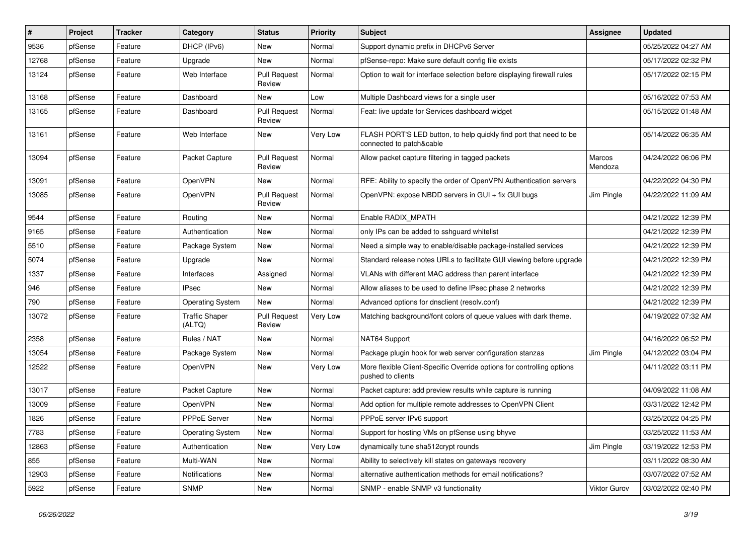| # | Project | Tracker | Category | Status | Priority | Subject | Assignee | Updated |
|---|---|---|---|---|---|---|---|---|
| 9536 | pfSense | Feature | DHCP (IPv6) | New | Normal | Support dynamic prefix in DHCPv6 Server | | 05/25/2022 04:27 AM |
| 12768 | pfSense | Feature | Upgrade | New | Normal | pfSense-repo: Make sure default config file exists | | 05/17/2022 02:32 PM |
| 13124 | pfSense | Feature | Web Interface | Pull Request Review | Normal | Option to wait for interface selection before displaying firewall rules | | 05/17/2022 02:15 PM |
| 13168 | pfSense | Feature | Dashboard | New | Low | Multiple Dashboard views for a single user | | 05/16/2022 07:53 AM |
| 13165 | pfSense | Feature | Dashboard | Pull Request Review | Normal | Feat: live update for Services dashboard widget | | 05/15/2022 01:48 AM |
| 13161 | pfSense | Feature | Web Interface | New | Very Low | FLASH PORT'S LED button, to help quickly find port that need to be connected to patch&cable | | 05/14/2022 06:35 AM |
| 13094 | pfSense | Feature | Packet Capture | Pull Request Review | Normal | Allow packet capture filtering in tagged packets | Marcos Mendoza | 04/24/2022 06:06 PM |
| 13091 | pfSense | Feature | OpenVPN | New | Normal | RFE: Ability to specify the order of OpenVPN Authentication servers | | 04/22/2022 04:30 PM |
| 13085 | pfSense | Feature | OpenVPN | Pull Request Review | Normal | OpenVPN: expose NBDD servers in GUI + fix GUI bugs | Jim Pingle | 04/22/2022 11:09 AM |
| 9544 | pfSense | Feature | Routing | New | Normal | Enable RADIX_MPATH | | 04/21/2022 12:39 PM |
| 9165 | pfSense | Feature | Authentication | New | Normal | only IPs can be added to sshguard whitelist | | 04/21/2022 12:39 PM |
| 5510 | pfSense | Feature | Package System | New | Normal | Need a simple way to enable/disable package-installed services | | 04/21/2022 12:39 PM |
| 5074 | pfSense | Feature | Upgrade | New | Normal | Standard release notes URLs to facilitate GUI viewing before upgrade | | 04/21/2022 12:39 PM |
| 1337 | pfSense | Feature | Interfaces | Assigned | Normal | VLANs with different MAC address than parent interface | | 04/21/2022 12:39 PM |
| 946 | pfSense | Feature | IPsec | New | Normal | Allow aliases to be used to define IPsec phase 2 networks | | 04/21/2022 12:39 PM |
| 790 | pfSense | Feature | Operating System | New | Normal | Advanced options for dnsclient (resolv.conf) | | 04/21/2022 12:39 PM |
| 13072 | pfSense | Feature | Traffic Shaper (ALTQ) | Pull Request Review | Very Low | Matching background/font colors of queue values with dark theme. | | 04/19/2022 07:32 AM |
| 2358 | pfSense | Feature | Rules / NAT | New | Normal | NAT64 Support | | 04/16/2022 06:52 PM |
| 13054 | pfSense | Feature | Package System | New | Normal | Package plugin hook for web server configuration stanzas | Jim Pingle | 04/12/2022 03:04 PM |
| 12522 | pfSense | Feature | OpenVPN | New | Very Low | More flexible Client-Specific Override options for controlling options pushed to clients | | 04/11/2022 03:11 PM |
| 13017 | pfSense | Feature | Packet Capture | New | Normal | Packet capture: add preview results while capture is running | | 04/09/2022 11:08 AM |
| 13009 | pfSense | Feature | OpenVPN | New | Normal | Add option for multiple remote addresses to OpenVPN Client | | 03/31/2022 12:42 PM |
| 1826 | pfSense | Feature | PPPoE Server | New | Normal | PPPoE server IPv6 support | | 03/25/2022 04:25 PM |
| 7783 | pfSense | Feature | Operating System | New | Normal | Support for hosting VMs on pfSense using bhyve | | 03/25/2022 11:53 AM |
| 12863 | pfSense | Feature | Authentication | New | Very Low | dynamically tune sha512crypt rounds | Jim Pingle | 03/19/2022 12:53 PM |
| 855 | pfSense | Feature | Multi-WAN | New | Normal | Ability to selectively kill states on gateways recovery | | 03/11/2022 08:30 AM |
| 12903 | pfSense | Feature | Notifications | New | Normal | alternative authentication methods for email notifications? | | 03/07/2022 07:52 AM |
| 5922 | pfSense | Feature | SNMP | New | Normal | SNMP - enable SNMP v3 functionality | Viktor Gurov | 03/02/2022 02:40 PM |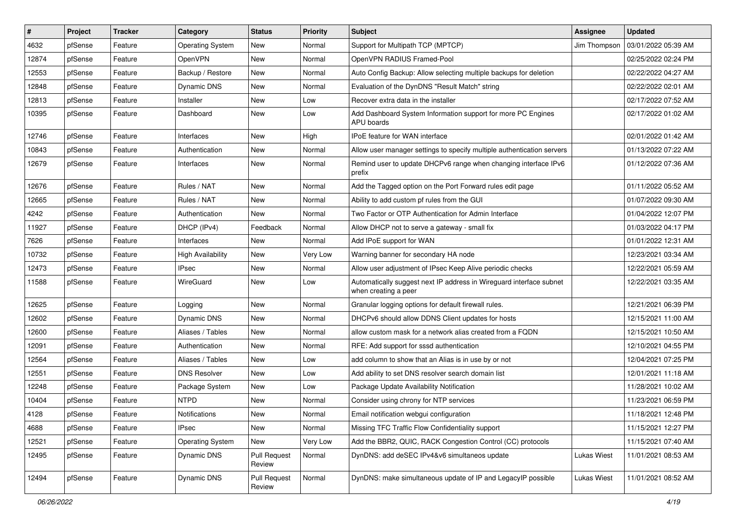| # | Project | Tracker | Category | Status | Priority | Subject | Assignee | Updated |
|---|---|---|---|---|---|---|---|---|
| 4632 | pfSense | Feature | Operating System | New | Normal | Support for Multipath TCP (MPTCP) | Jim Thompson | 03/01/2022 05:39 AM |
| 12874 | pfSense | Feature | OpenVPN | New | Normal | OpenVPN RADIUS Framed-Pool | | 02/25/2022 02:24 PM |
| 12553 | pfSense | Feature | Backup / Restore | New | Normal | Auto Config Backup: Allow selecting multiple backups for deletion | | 02/22/2022 04:27 AM |
| 12848 | pfSense | Feature | Dynamic DNS | New | Normal | Evaluation of the DynDNS "Result Match" string | | 02/22/2022 02:01 AM |
| 12813 | pfSense | Feature | Installer | New | Low | Recover extra data in the installer | | 02/17/2022 07:52 AM |
| 10395 | pfSense | Feature | Dashboard | New | Low | Add Dashboard System Information support for more PC Engines APU boards | | 02/17/2022 01:02 AM |
| 12746 | pfSense | Feature | Interfaces | New | High | IPoE feature for WAN interface | | 02/01/2022 01:42 AM |
| 10843 | pfSense | Feature | Authentication | New | Normal | Allow user manager settings to specify multiple authentication servers | | 01/13/2022 07:22 AM |
| 12679 | pfSense | Feature | Interfaces | New | Normal | Remind user to update DHCPv6 range when changing interface IPv6 prefix | | 01/12/2022 07:36 AM |
| 12676 | pfSense | Feature | Rules / NAT | New | Normal | Add the Tagged option on the Port Forward rules edit page | | 01/11/2022 05:52 AM |
| 12665 | pfSense | Feature | Rules / NAT | New | Normal | Ability to add custom pf rules from the GUI | | 01/07/2022 09:30 AM |
| 4242 | pfSense | Feature | Authentication | New | Normal | Two Factor or OTP Authentication for Admin Interface | | 01/04/2022 12:07 PM |
| 11927 | pfSense | Feature | DHCP (IPv4) | Feedback | Normal | Allow DHCP not to serve a gateway - small fix | | 01/03/2022 04:17 PM |
| 7626 | pfSense | Feature | Interfaces | New | Normal | Add IPoE support for WAN | | 01/01/2022 12:31 AM |
| 10732 | pfSense | Feature | High Availability | New | Very Low | Warning banner for secondary HA node | | 12/23/2021 03:34 AM |
| 12473 | pfSense | Feature | IPsec | New | Normal | Allow user adjustment of IPsec Keep Alive periodic checks | | 12/22/2021 05:59 AM |
| 11588 | pfSense | Feature | WireGuard | New | Low | Automatically suggest next IP address in Wireguard interface subnet when creating a peer | | 12/22/2021 03:35 AM |
| 12625 | pfSense | Feature | Logging | New | Normal | Granular logging options for default firewall rules. | | 12/21/2021 06:39 PM |
| 12602 | pfSense | Feature | Dynamic DNS | New | Normal | DHCPv6 should allow DDNS Client updates for hosts | | 12/15/2021 11:00 AM |
| 12600 | pfSense | Feature | Aliases / Tables | New | Normal | allow custom mask for a network alias created from a FQDN | | 12/15/2021 10:50 AM |
| 12091 | pfSense | Feature | Authentication | New | Normal | RFE: Add support for sssd authentication | | 12/10/2021 04:55 PM |
| 12564 | pfSense | Feature | Aliases / Tables | New | Low | add column to show that an Alias is in use by or not | | 12/04/2021 07:25 PM |
| 12551 | pfSense | Feature | DNS Resolver | New | Low | Add ability to set DNS resolver search domain list | | 12/01/2021 11:18 AM |
| 12248 | pfSense | Feature | Package System | New | Low | Package Update Availability Notification | | 11/28/2021 10:02 AM |
| 10404 | pfSense | Feature | NTPD | New | Normal | Consider using chrony for NTP services | | 11/23/2021 06:59 PM |
| 4128 | pfSense | Feature | Notifications | New | Normal | Email notification webgui configuration | | 11/18/2021 12:48 PM |
| 4688 | pfSense | Feature | IPsec | New | Normal | Missing TFC Traffic Flow Confidentiality support | | 11/15/2021 12:27 PM |
| 12521 | pfSense | Feature | Operating System | New | Very Low | Add the BBR2, QUIC, RACK Congestion Control (CC) protocols | | 11/15/2021 07:40 AM |
| 12495 | pfSense | Feature | Dynamic DNS | Pull Request Review | Normal | DynDNS: add deSEC IPv4&v6 simultaneos update | Lukas Wiest | 11/01/2021 08:53 AM |
| 12494 | pfSense | Feature | Dynamic DNS | Pull Request Review | Normal | DynDNS: make simultaneous update of IP and LegacyIP possible | Lukas Wiest | 11/01/2021 08:52 AM |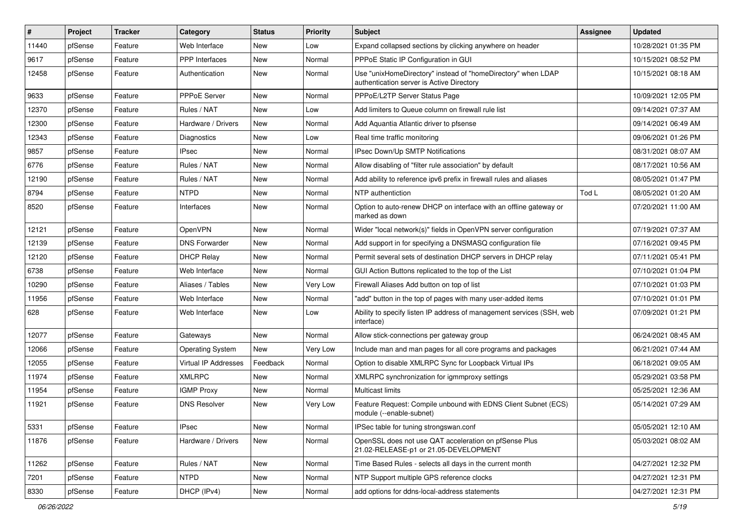| # | Project | Tracker | Category | Status | Priority | Subject | Assignee | Updated |
|---|---|---|---|---|---|---|---|---|
| 11440 | pfSense | Feature | Web Interface | New | Low | Expand collapsed sections by clicking anywhere on header | | 10/28/2021 01:35 PM |
| 9617 | pfSense | Feature | PPP Interfaces | New | Normal | PPPoE Static IP Configuration in GUI | | 10/15/2021 08:52 PM |
| 12458 | pfSense | Feature | Authentication | New | Normal | Use "unixHomeDirectory" instead of "homeDirectory" when LDAP authentication server is Active Directory | | 10/15/2021 08:18 AM |
| 9633 | pfSense | Feature | PPPoE Server | New | Normal | PPPoE/L2TP Server Status Page | | 10/09/2021 12:05 PM |
| 12370 | pfSense | Feature | Rules / NAT | New | Low | Add limiters to Queue column on firewall rule list | | 09/14/2021 07:37 AM |
| 12300 | pfSense | Feature | Hardware / Drivers | New | Normal | Add Aquantia Atlantic driver to pfsense | | 09/14/2021 06:49 AM |
| 12343 | pfSense | Feature | Diagnostics | New | Low | Real time traffic monitoring | | 09/06/2021 01:26 PM |
| 9857 | pfSense | Feature | IPsec | New | Normal | IPsec Down/Up SMTP Notifications | | 08/31/2021 08:07 AM |
| 6776 | pfSense | Feature | Rules / NAT | New | Normal | Allow disabling of "filter rule association" by default | | 08/17/2021 10:56 AM |
| 12190 | pfSense | Feature | Rules / NAT | New | Normal | Add ability to reference ipv6 prefix in firewall rules and aliases | | 08/05/2021 01:47 PM |
| 8794 | pfSense | Feature | NTPD | New | Normal | NTP authentiction | Tod L | 08/05/2021 01:20 AM |
| 8520 | pfSense | Feature | Interfaces | New | Normal | Option to auto-renew DHCP on interface with an offline gateway or marked as down | | 07/20/2021 11:00 AM |
| 12121 | pfSense | Feature | OpenVPN | New | Normal | Wider "local network(s)" fields in OpenVPN server configuration | | 07/19/2021 07:37 AM |
| 12139 | pfSense | Feature | DNS Forwarder | New | Normal | Add support in for specifying a DNSMASQ configuration file | | 07/16/2021 09:45 PM |
| 12120 | pfSense | Feature | DHCP Relay | New | Normal | Permit several sets of destination DHCP servers in DHCP relay | | 07/11/2021 05:41 PM |
| 6738 | pfSense | Feature | Web Interface | New | Normal | GUI Action Buttons replicated to the top of the List | | 07/10/2021 01:04 PM |
| 10290 | pfSense | Feature | Aliases / Tables | New | Very Low | Firewall Aliases Add button on top of list | | 07/10/2021 01:03 PM |
| 11956 | pfSense | Feature | Web Interface | New | Normal | "add" button in the top of pages with many user-added items | | 07/10/2021 01:01 PM |
| 628 | pfSense | Feature | Web Interface | New | Low | Ability to specify listen IP address of management services (SSH, web interface) | | 07/09/2021 01:21 PM |
| 12077 | pfSense | Feature | Gateways | New | Normal | Allow stick-connections per gateway group | | 06/24/2021 08:45 AM |
| 12066 | pfSense | Feature | Operating System | New | Very Low | Include man and man pages for all core programs and packages | | 06/21/2021 07:44 AM |
| 12055 | pfSense | Feature | Virtual IP Addresses | Feedback | Normal | Option to disable XMLRPC Sync for Loopback Virtual IPs | | 06/18/2021 09:05 AM |
| 11974 | pfSense | Feature | XMLRPC | New | Normal | XMLRPC synchronization for igmmproxy settings | | 05/29/2021 03:58 PM |
| 11954 | pfSense | Feature | IGMP Proxy | New | Normal | Multicast limits | | 05/25/2021 12:36 AM |
| 11921 | pfSense | Feature | DNS Resolver | New | Very Low | Feature Request: Compile unbound with EDNS Client Subnet (ECS) module (--enable-subnet) | | 05/14/2021 07:29 AM |
| 5331 | pfSense | Feature | IPsec | New | Normal | IPSec table for tuning strongswan.conf | | 05/05/2021 12:10 AM |
| 11876 | pfSense | Feature | Hardware / Drivers | New | Normal | OpenSSL does not use QAT acceleration on pfSense Plus 21.02-RELEASE-p1 or 21.05-DEVELOPMENT | | 05/03/2021 08:02 AM |
| 11262 | pfSense | Feature | Rules / NAT | New | Normal | Time Based Rules - selects all days in the current month | | 04/27/2021 12:32 PM |
| 7201 | pfSense | Feature | NTPD | New | Normal | NTP Support multiple GPS reference clocks | | 04/27/2021 12:31 PM |
| 8330 | pfSense | Feature | DHCP (IPv4) | New | Normal | add options for ddns-local-address statements | | 04/27/2021 12:31 PM |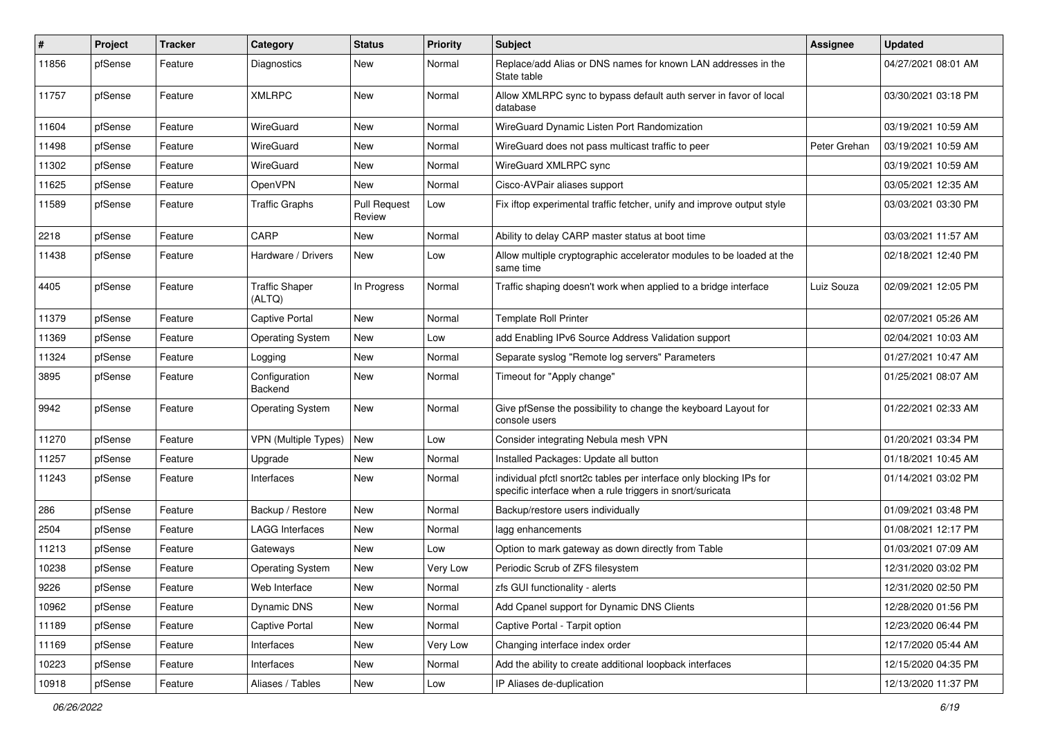| # | Project | Tracker | Category | Status | Priority | Subject | Assignee | Updated |
|---|---|---|---|---|---|---|---|---|
| 11856 | pfSense | Feature | Diagnostics | New | Normal | Replace/add Alias or DNS names for known LAN addresses in the State table | | 04/27/2021 08:01 AM |
| 11757 | pfSense | Feature | XMLRPC | New | Normal | Allow XMLRPC sync to bypass default auth server in favor of local database | | 03/30/2021 03:18 PM |
| 11604 | pfSense | Feature | WireGuard | New | Normal | WireGuard Dynamic Listen Port Randomization | | 03/19/2021 10:59 AM |
| 11498 | pfSense | Feature | WireGuard | New | Normal | WireGuard does not pass multicast traffic to peer | Peter Grehan | 03/19/2021 10:59 AM |
| 11302 | pfSense | Feature | WireGuard | New | Normal | WireGuard XMLRPC sync | | 03/19/2021 10:59 AM |
| 11625 | pfSense | Feature | OpenVPN | New | Normal | Cisco-AVPair aliases support | | 03/05/2021 12:35 AM |
| 11589 | pfSense | Feature | Traffic Graphs | Pull Request Review | Low | Fix iftop experimental traffic fetcher, unify and improve output style | | 03/03/2021 03:30 PM |
| 2218 | pfSense | Feature | CARP | New | Normal | Ability to delay CARP master status at boot time | | 03/03/2021 11:57 AM |
| 11438 | pfSense | Feature | Hardware / Drivers | New | Low | Allow multiple cryptographic accelerator modules to be loaded at the same time | | 02/18/2021 12:40 PM |
| 4405 | pfSense | Feature | Traffic Shaper (ALTQ) | In Progress | Normal | Traffic shaping doesn't work when applied to a bridge interface | Luiz Souza | 02/09/2021 12:05 PM |
| 11379 | pfSense | Feature | Captive Portal | New | Normal | Template Roll Printer | | 02/07/2021 05:26 AM |
| 11369 | pfSense | Feature | Operating System | New | Low | add Enabling IPv6 Source Address Validation support | | 02/04/2021 10:03 AM |
| 11324 | pfSense | Feature | Logging | New | Normal | Separate syslog "Remote log servers" Parameters | | 01/27/2021 10:47 AM |
| 3895 | pfSense | Feature | Configuration Backend | New | Normal | Timeout for "Apply change" | | 01/25/2021 08:07 AM |
| 9942 | pfSense | Feature | Operating System | New | Normal | Give pfSense the possibility to change the keyboard Layout for console users | | 01/22/2021 02:33 AM |
| 11270 | pfSense | Feature | VPN (Multiple Types) | New | Low | Consider integrating Nebula mesh VPN | | 01/20/2021 03:34 PM |
| 11257 | pfSense | Feature | Upgrade | New | Normal | Installed Packages: Update all button | | 01/18/2021 10:45 AM |
| 11243 | pfSense | Feature | Interfaces | New | Normal | individual pfctl snort2c tables per interface only blocking IPs for specific interface when a rule triggers in snort/suricata | | 01/14/2021 03:02 PM |
| 286 | pfSense | Feature | Backup / Restore | New | Normal | Backup/restore users individually | | 01/09/2021 03:48 PM |
| 2504 | pfSense | Feature | LAGG Interfaces | New | Normal | lagg enhancements | | 01/08/2021 12:17 PM |
| 11213 | pfSense | Feature | Gateways | New | Low | Option to mark gateway as down directly from Table | | 01/03/2021 07:09 AM |
| 10238 | pfSense | Feature | Operating System | New | Very Low | Periodic Scrub of ZFS filesystem | | 12/31/2020 03:02 PM |
| 9226 | pfSense | Feature | Web Interface | New | Normal | zfs GUI functionality - alerts | | 12/31/2020 02:50 PM |
| 10962 | pfSense | Feature | Dynamic DNS | New | Normal | Add Cpanel support for Dynamic DNS Clients | | 12/28/2020 01:56 PM |
| 11189 | pfSense | Feature | Captive Portal | New | Normal | Captive Portal - Tarpit option | | 12/23/2020 06:44 PM |
| 11169 | pfSense | Feature | Interfaces | New | Very Low | Changing interface index order | | 12/17/2020 05:44 AM |
| 10223 | pfSense | Feature | Interfaces | New | Normal | Add the ability to create additional loopback interfaces | | 12/15/2020 04:35 PM |
| 10918 | pfSense | Feature | Aliases / Tables | New | Low | IP Aliases de-duplication | | 12/13/2020 11:37 PM |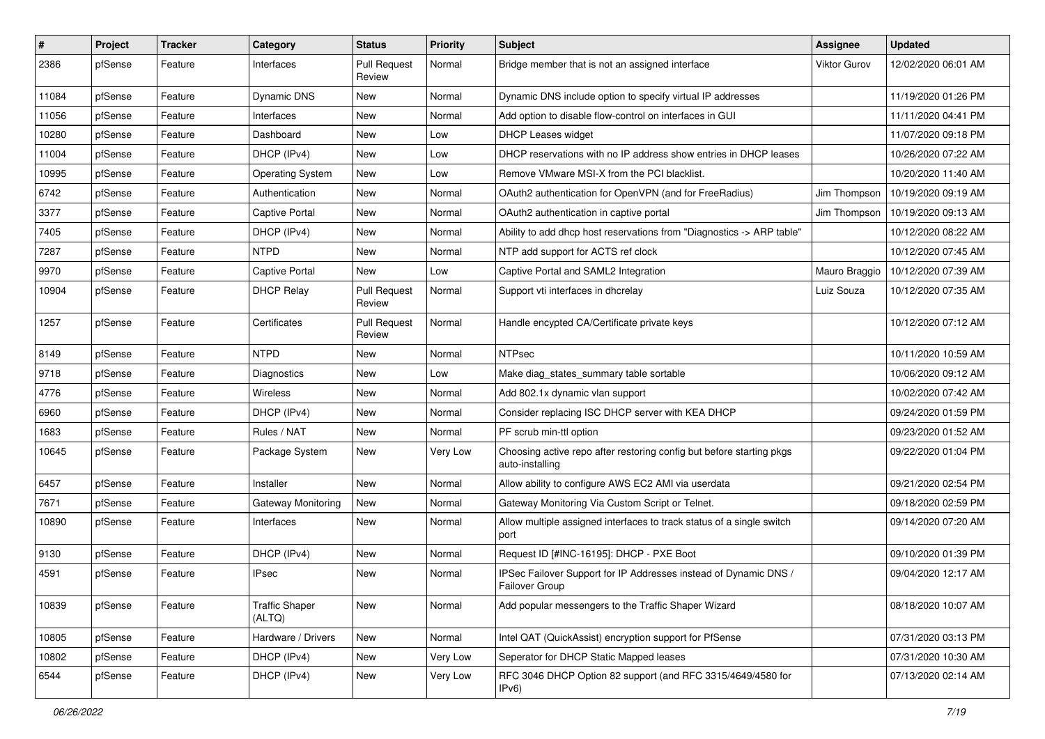| # | Project | Tracker | Category | Status | Priority | Subject | Assignee | Updated |
|---|---|---|---|---|---|---|---|---|
| 2386 | pfSense | Feature | Interfaces | Pull Request Review | Normal | Bridge member that is not an assigned interface | Viktor Gurov | 12/02/2020 06:01 AM |
| 11084 | pfSense | Feature | Dynamic DNS | New | Normal | Dynamic DNS include option to specify virtual IP addresses | | 11/19/2020 01:26 PM |
| 11056 | pfSense | Feature | Interfaces | New | Normal | Add option to disable flow-control on interfaces in GUI | | 11/11/2020 04:41 PM |
| 10280 | pfSense | Feature | Dashboard | New | Low | DHCP Leases widget | | 11/07/2020 09:18 PM |
| 11004 | pfSense | Feature | DHCP (IPv4) | New | Low | DHCP reservations with no IP address show entries in DHCP leases | | 10/26/2020 07:22 AM |
| 10995 | pfSense | Feature | Operating System | New | Low | Remove VMware MSI-X from the PCI blacklist. | | 10/20/2020 11:40 AM |
| 6742 | pfSense | Feature | Authentication | New | Normal | OAuth2 authentication for OpenVPN (and for FreeRadius) | Jim Thompson | 10/19/2020 09:19 AM |
| 3377 | pfSense | Feature | Captive Portal | New | Normal | OAuth2 authentication in captive portal | Jim Thompson | 10/19/2020 09:13 AM |
| 7405 | pfSense | Feature | DHCP (IPv4) | New | Normal | Ability to add dhcp host reservations from "Diagnostics -> ARP table" | | 10/12/2020 08:22 AM |
| 7287 | pfSense | Feature | NTPD | New | Normal | NTP add support for ACTS ref clock | | 10/12/2020 07:45 AM |
| 9970 | pfSense | Feature | Captive Portal | New | Low | Captive Portal and SAML2 Integration | Mauro Braggio | 10/12/2020 07:39 AM |
| 10904 | pfSense | Feature | DHCP Relay | Pull Request Review | Normal | Support vti interfaces in dhcrelay | Luiz Souza | 10/12/2020 07:35 AM |
| 1257 | pfSense | Feature | Certificates | Pull Request Review | Normal | Handle encypted CA/Certificate private keys | | 10/12/2020 07:12 AM |
| 8149 | pfSense | Feature | NTPD | New | Normal | NTPsec | | 10/11/2020 10:59 AM |
| 9718 | pfSense | Feature | Diagnostics | New | Low | Make diag_states_summary table sortable | | 10/06/2020 09:12 AM |
| 4776 | pfSense | Feature | Wireless | New | Normal | Add 802.1x dynamic vlan support | | 10/02/2020 07:42 AM |
| 6960 | pfSense | Feature | DHCP (IPv4) | New | Normal | Consider replacing ISC DHCP server with KEA DHCP | | 09/24/2020 01:59 PM |
| 1683 | pfSense | Feature | Rules / NAT | New | Normal | PF scrub min-ttl option | | 09/23/2020 01:52 AM |
| 10645 | pfSense | Feature | Package System | New | Very Low | Choosing active repo after restoring config but before starting pkgs auto-installing | | 09/22/2020 01:04 PM |
| 6457 | pfSense | Feature | Installer | New | Normal | Allow ability to configure AWS EC2 AMI via userdata | | 09/21/2020 02:54 PM |
| 7671 | pfSense | Feature | Gateway Monitoring | New | Normal | Gateway Monitoring Via Custom Script or Telnet. | | 09/18/2020 02:59 PM |
| 10890 | pfSense | Feature | Interfaces | New | Normal | Allow multiple assigned interfaces to track status of a single switch port | | 09/14/2020 07:20 AM |
| 9130 | pfSense | Feature | DHCP (IPv4) | New | Normal | Request ID [#INC-16195]: DHCP - PXE Boot | | 09/10/2020 01:39 PM |
| 4591 | pfSense | Feature | IPsec | New | Normal | IPSec Failover Support for IP Addresses instead of Dynamic DNS / Failover Group | | 09/04/2020 12:17 AM |
| 10839 | pfSense | Feature | Traffic Shaper (ALTQ) | New | Normal | Add popular messengers to the Traffic Shaper Wizard | | 08/18/2020 10:07 AM |
| 10805 | pfSense | Feature | Hardware / Drivers | New | Normal | Intel QAT (QuickAssist) encryption support for PfSense | | 07/31/2020 03:13 PM |
| 10802 | pfSense | Feature | DHCP (IPv4) | New | Very Low | Seperator for DHCP Static Mapped leases | | 07/31/2020 10:30 AM |
| 6544 | pfSense | Feature | DHCP (IPv4) | New | Very Low | RFC 3046 DHCP Option 82 support (and RFC 3315/4649/4580 for IPv6) | | 07/13/2020 02:14 AM |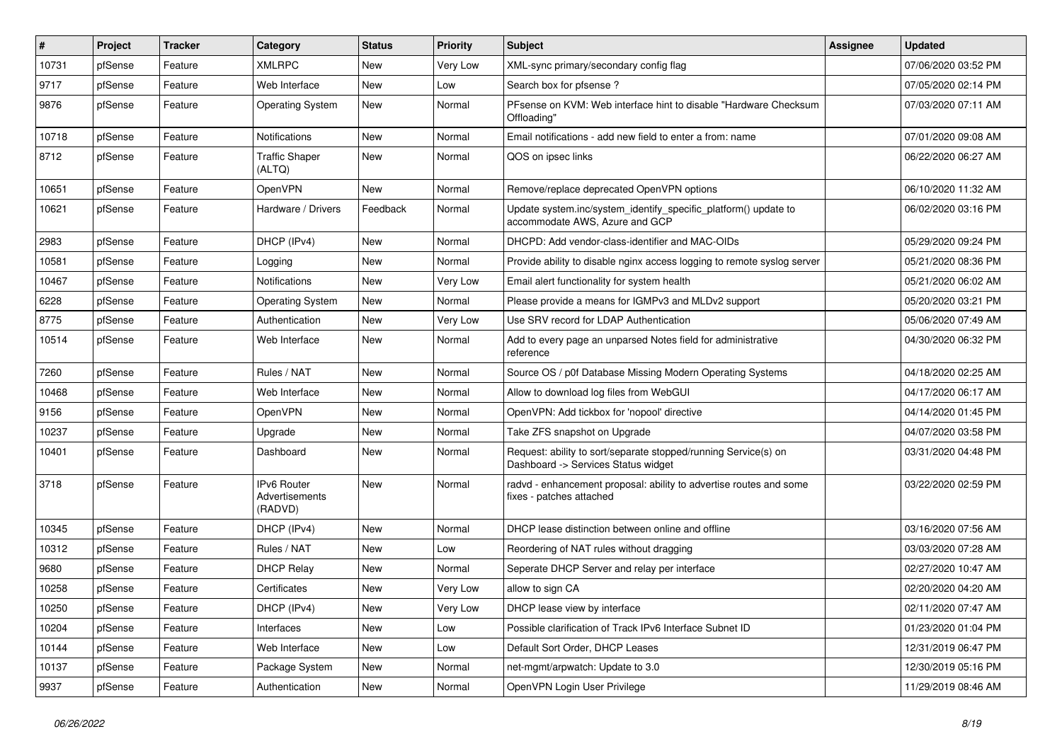| # | Project | Tracker | Category | Status | Priority | Subject | Assignee | Updated |
|---|---|---|---|---|---|---|---|---|
| 10731 | pfSense | Feature | XMLRPC | New | Very Low | XML-sync primary/secondary config flag | | 07/06/2020 03:52 PM |
| 9717 | pfSense | Feature | Web Interface | New | Low | Search box for pfsense ? | | 07/05/2020 02:14 PM |
| 9876 | pfSense | Feature | Operating System | New | Normal | PFsense on KVM: Web interface hint to disable "Hardware Checksum Offloading" | | 07/03/2020 07:11 AM |
| 10718 | pfSense | Feature | Notifications | New | Normal | Email notifications - add new field to enter a from: name | | 07/01/2020 09:08 AM |
| 8712 | pfSense | Feature | Traffic Shaper (ALTQ) | New | Normal | QOS on ipsec links | | 06/22/2020 06:27 AM |
| 10651 | pfSense | Feature | OpenVPN | New | Normal | Remove/replace deprecated OpenVPN options | | 06/10/2020 11:32 AM |
| 10621 | pfSense | Feature | Hardware / Drivers | Feedback | Normal | Update system.inc/system_identify_specific_platform() update to accommodate AWS, Azure and GCP | | 06/02/2020 03:16 PM |
| 2983 | pfSense | Feature | DHCP (IPv4) | New | Normal | DHCPD: Add vendor-class-identifier and MAC-OIDs | | 05/29/2020 09:24 PM |
| 10581 | pfSense | Feature | Logging | New | Normal | Provide ability to disable nginx access logging to remote syslog server | | 05/21/2020 08:36 PM |
| 10467 | pfSense | Feature | Notifications | New | Very Low | Email alert functionality for system health | | 05/21/2020 06:02 AM |
| 6228 | pfSense | Feature | Operating System | New | Normal | Please provide a means for IGMPv3 and MLDv2 support | | 05/20/2020 03:21 PM |
| 8775 | pfSense | Feature | Authentication | New | Very Low | Use SRV record for LDAP Authentication | | 05/06/2020 07:49 AM |
| 10514 | pfSense | Feature | Web Interface | New | Normal | Add to every page an unparsed Notes field for administrative reference | | 04/30/2020 06:32 PM |
| 7260 | pfSense | Feature | Rules / NAT | New | Normal | Source OS / p0f Database Missing Modern Operating Systems | | 04/18/2020 02:25 AM |
| 10468 | pfSense | Feature | Web Interface | New | Normal | Allow to download log files from WebGUI | | 04/17/2020 06:17 AM |
| 9156 | pfSense | Feature | OpenVPN | New | Normal | OpenVPN: Add tickbox for 'nopool' directive | | 04/14/2020 01:45 PM |
| 10237 | pfSense | Feature | Upgrade | New | Normal | Take ZFS snapshot on Upgrade | | 04/07/2020 03:58 PM |
| 10401 | pfSense | Feature | Dashboard | New | Normal | Request: ability to sort/separate stopped/running Service(s) on Dashboard -> Services Status widget | | 03/31/2020 04:48 PM |
| 3718 | pfSense | Feature | IPv6 Router Advertisements (RADVD) | New | Normal | radvd - enhancement proposal: ability to advertise routes and some fixes - patches attached | | 03/22/2020 02:59 PM |
| 10345 | pfSense | Feature | DHCP (IPv4) | New | Normal | DHCP lease distinction between online and offline | | 03/16/2020 07:56 AM |
| 10312 | pfSense | Feature | Rules / NAT | New | Low | Reordering of NAT rules without dragging | | 03/03/2020 07:28 AM |
| 9680 | pfSense | Feature | DHCP Relay | New | Normal | Seperate DHCP Server and relay per interface | | 02/27/2020 10:47 AM |
| 10258 | pfSense | Feature | Certificates | New | Very Low | allow to sign CA | | 02/20/2020 04:20 AM |
| 10250 | pfSense | Feature | DHCP (IPv4) | New | Very Low | DHCP lease view by interface | | 02/11/2020 07:47 AM |
| 10204 | pfSense | Feature | Interfaces | New | Low | Possible clarification of Track IPv6 Interface Subnet ID | | 01/23/2020 01:04 PM |
| 10144 | pfSense | Feature | Web Interface | New | Low | Default Sort Order, DHCP Leases | | 12/31/2019 06:47 PM |
| 10137 | pfSense | Feature | Package System | New | Normal | net-mgmt/arpwatch: Update to 3.0 | | 12/30/2019 05:16 PM |
| 9937 | pfSense | Feature | Authentication | New | Normal | OpenVPN Login User Privilege | | 11/29/2019 08:46 AM |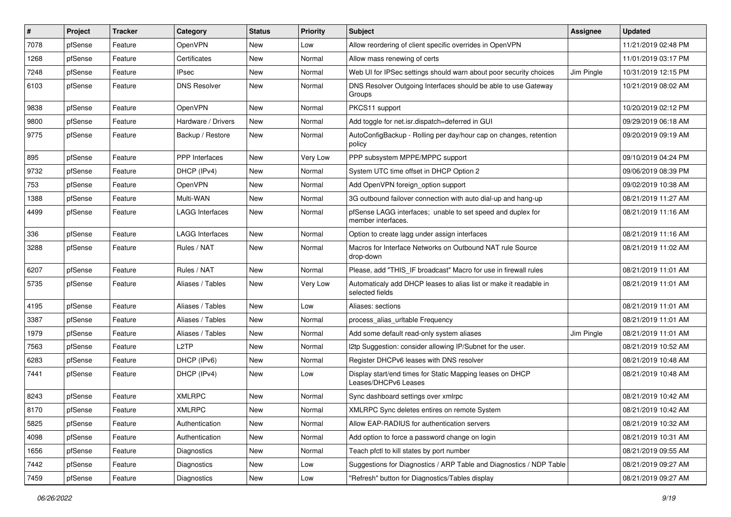| # | Project | Tracker | Category | Status | Priority | Subject | Assignee | Updated |
|---|---|---|---|---|---|---|---|---|
| 7078 | pfSense | Feature | OpenVPN | New | Low | Allow reordering of client specific overrides in OpenVPN | | 11/21/2019 02:48 PM |
| 1268 | pfSense | Feature | Certificates | New | Normal | Allow mass renewing of certs | | 11/01/2019 03:17 PM |
| 7248 | pfSense | Feature | IPsec | New | Normal | Web UI for IPSec settings should warn about poor security choices | Jim Pingle | 10/31/2019 12:15 PM |
| 6103 | pfSense | Feature | DNS Resolver | New | Normal | DNS Resolver Outgoing Interfaces should be able to use Gateway Groups | | 10/21/2019 08:02 AM |
| 9838 | pfSense | Feature | OpenVPN | New | Normal | PKCS11 support | | 10/20/2019 02:12 PM |
| 9800 | pfSense | Feature | Hardware / Drivers | New | Normal | Add toggle for net.isr.dispatch=deferred in GUI | | 09/29/2019 06:18 AM |
| 9775 | pfSense | Feature | Backup / Restore | New | Normal | AutoConfigBackup - Rolling per day/hour cap on changes, retention policy | | 09/20/2019 09:19 AM |
| 895 | pfSense | Feature | PPP Interfaces | New | Very Low | PPP subsystem MPPE/MPPC support | | 09/10/2019 04:24 PM |
| 9732 | pfSense | Feature | DHCP (IPv4) | New | Normal | System UTC time offset in DHCP Option 2 | | 09/06/2019 08:39 PM |
| 753 | pfSense | Feature | OpenVPN | New | Normal | Add OpenVPN foreign_option support | | 09/02/2019 10:38 AM |
| 1388 | pfSense | Feature | Multi-WAN | New | Normal | 3G outbound failover connection with auto dial-up and hang-up | | 08/21/2019 11:27 AM |
| 4499 | pfSense | Feature | LAGG Interfaces | New | Normal | pfSense LAGG interfaces; unable to set speed and duplex for member interfaces. | | 08/21/2019 11:16 AM |
| 336 | pfSense | Feature | LAGG Interfaces | New | Normal | Option to create lagg under assign interfaces | | 08/21/2019 11:16 AM |
| 3288 | pfSense | Feature | Rules / NAT | New | Normal | Macros for Interface Networks on Outbound NAT rule Source drop-down | | 08/21/2019 11:02 AM |
| 6207 | pfSense | Feature | Rules / NAT | New | Normal | Please, add "THIS_IF broadcast" Macro for use in firewall rules | | 08/21/2019 11:01 AM |
| 5735 | pfSense | Feature | Aliases / Tables | New | Very Low | Automaticaly add DHCP leases to alias list or make it readable in selected fields | | 08/21/2019 11:01 AM |
| 4195 | pfSense | Feature | Aliases / Tables | New | Low | Aliases: sections | | 08/21/2019 11:01 AM |
| 3387 | pfSense | Feature | Aliases / Tables | New | Normal | process_alias_urltable Frequency | | 08/21/2019 11:01 AM |
| 1979 | pfSense | Feature | Aliases / Tables | New | Normal | Add some default read-only system aliases | Jim Pingle | 08/21/2019 11:01 AM |
| 7563 | pfSense | Feature | L2TP | New | Normal | l2tp Suggestion: consider allowing IP/Subnet for the user. | | 08/21/2019 10:52 AM |
| 6283 | pfSense | Feature | DHCP (IPv6) | New | Normal | Register DHCPv6 leases with DNS resolver | | 08/21/2019 10:48 AM |
| 7441 | pfSense | Feature | DHCP (IPv4) | New | Low | Display start/end times for Static Mapping leases on DHCP Leases/DHCPv6 Leases | | 08/21/2019 10:48 AM |
| 8243 | pfSense | Feature | XMLRPC | New | Normal | Sync dashboard settings over xmlrpc | | 08/21/2019 10:42 AM |
| 8170 | pfSense | Feature | XMLRPC | New | Normal | XMLRPC Sync deletes entires on remote System | | 08/21/2019 10:42 AM |
| 5825 | pfSense | Feature | Authentication | New | Normal | Allow EAP-RADIUS for authentication servers | | 08/21/2019 10:32 AM |
| 4098 | pfSense | Feature | Authentication | New | Normal | Add option to force a password change on login | | 08/21/2019 10:31 AM |
| 1656 | pfSense | Feature | Diagnostics | New | Normal | Teach pfctl to kill states by port number | | 08/21/2019 09:55 AM |
| 7442 | pfSense | Feature | Diagnostics | New | Low | Suggestions for Diagnostics / ARP Table and Diagnostics / NDP Table | | 08/21/2019 09:27 AM |
| 7459 | pfSense | Feature | Diagnostics | New | Low | "Refresh" button for Diagnostics/Tables display | | 08/21/2019 09:27 AM |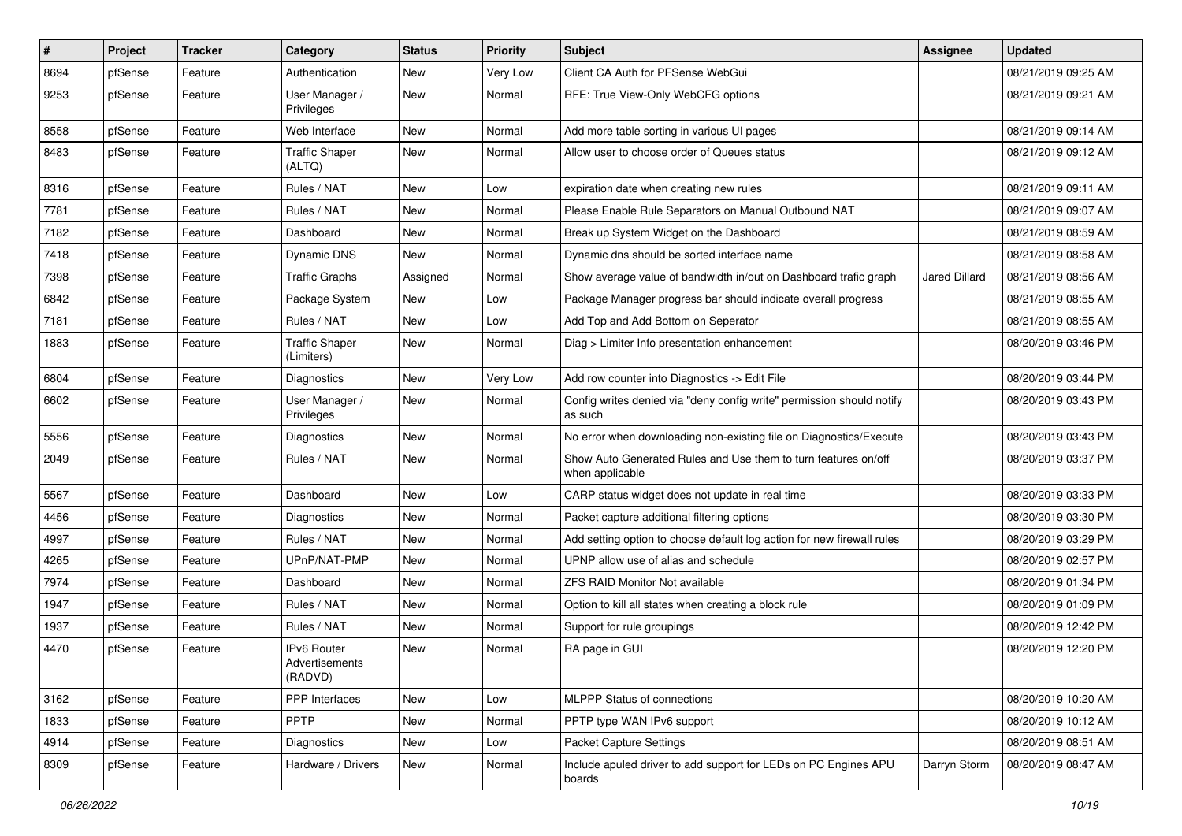| # | Project | Tracker | Category | Status | Priority | Subject | Assignee | Updated |
|---|---|---|---|---|---|---|---|---|
| 8694 | pfSense | Feature | Authentication | New | Very Low | Client CA Auth for PFSense WebGui | | 08/21/2019 09:25 AM |
| 9253 | pfSense | Feature | User Manager / Privileges | New | Normal | RFE: True View-Only WebCFG options | | 08/21/2019 09:21 AM |
| 8558 | pfSense | Feature | Web Interface | New | Normal | Add more table sorting in various UI pages | | 08/21/2019 09:14 AM |
| 8483 | pfSense | Feature | Traffic Shaper (ALTQ) | New | Normal | Allow user to choose order of Queues status | | 08/21/2019 09:12 AM |
| 8316 | pfSense | Feature | Rules / NAT | New | Low | expiration date when creating new rules | | 08/21/2019 09:11 AM |
| 7781 | pfSense | Feature | Rules / NAT | New | Normal | Please Enable Rule Separators on Manual Outbound NAT | | 08/21/2019 09:07 AM |
| 7182 | pfSense | Feature | Dashboard | New | Normal | Break up System Widget on the Dashboard | | 08/21/2019 08:59 AM |
| 7418 | pfSense | Feature | Dynamic DNS | New | Normal | Dynamic dns should be sorted interface name | | 08/21/2019 08:58 AM |
| 7398 | pfSense | Feature | Traffic Graphs | Assigned | Normal | Show average value of bandwidth in/out on Dashboard trafic graph | Jared Dillard | 08/21/2019 08:56 AM |
| 6842 | pfSense | Feature | Package System | New | Low | Package Manager progress bar should indicate overall progress | | 08/21/2019 08:55 AM |
| 7181 | pfSense | Feature | Rules / NAT | New | Low | Add Top and Add Bottom on Seperator | | 08/21/2019 08:55 AM |
| 1883 | pfSense | Feature | Traffic Shaper (Limiters) | New | Normal | Diag > Limiter Info presentation enhancement | | 08/20/2019 03:46 PM |
| 6804 | pfSense | Feature | Diagnostics | New | Very Low | Add row counter into Diagnostics -> Edit File | | 08/20/2019 03:44 PM |
| 6602 | pfSense | Feature | User Manager / Privileges | New | Normal | Config writes denied via "deny config write" permission should notify as such | | 08/20/2019 03:43 PM |
| 5556 | pfSense | Feature | Diagnostics | New | Normal | No error when downloading non-existing file on Diagnostics/Execute | | 08/20/2019 03:43 PM |
| 2049 | pfSense | Feature | Rules / NAT | New | Normal | Show Auto Generated Rules and Use them to turn features on/off when applicable | | 08/20/2019 03:37 PM |
| 5567 | pfSense | Feature | Dashboard | New | Low | CARP status widget does not update in real time | | 08/20/2019 03:33 PM |
| 4456 | pfSense | Feature | Diagnostics | New | Normal | Packet capture additional filtering options | | 08/20/2019 03:30 PM |
| 4997 | pfSense | Feature | Rules / NAT | New | Normal | Add setting option to choose default log action for new firewall rules | | 08/20/2019 03:29 PM |
| 4265 | pfSense | Feature | UPnP/NAT-PMP | New | Normal | UPNP allow use of alias and schedule | | 08/20/2019 02:57 PM |
| 7974 | pfSense | Feature | Dashboard | New | Normal | ZFS RAID Monitor Not available | | 08/20/2019 01:34 PM |
| 1947 | pfSense | Feature | Rules / NAT | New | Normal | Option to kill all states when creating a block rule | | 08/20/2019 01:09 PM |
| 1937 | pfSense | Feature | Rules / NAT | New | Normal | Support for rule groupings | | 08/20/2019 12:42 PM |
| 4470 | pfSense | Feature | IPv6 Router Advertisements (RADVD) | New | Normal | RA page in GUI | | 08/20/2019 12:20 PM |
| 3162 | pfSense | Feature | PPP Interfaces | New | Low | MLPPP Status of connections | | 08/20/2019 10:20 AM |
| 1833 | pfSense | Feature | PPTP | New | Normal | PPTP type WAN IPv6 support | | 08/20/2019 10:12 AM |
| 4914 | pfSense | Feature | Diagnostics | New | Low | Packet Capture Settings | | 08/20/2019 08:51 AM |
| 8309 | pfSense | Feature | Hardware / Drivers | New | Normal | Include apuled driver to add support for LEDs on PC Engines APU boards | Darryn Storm | 08/20/2019 08:47 AM |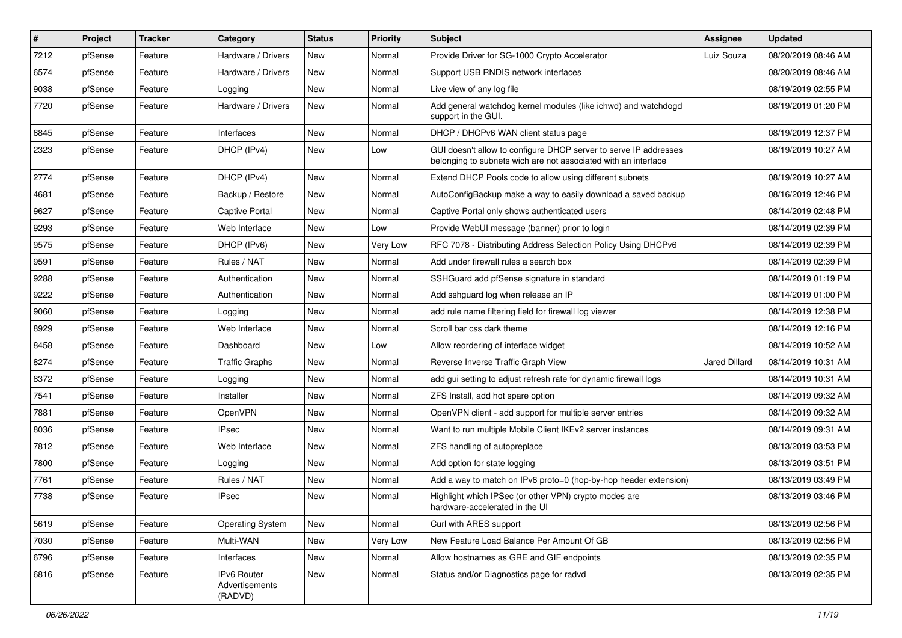| # | Project | Tracker | Category | Status | Priority | Subject | Assignee | Updated |
|---|---|---|---|---|---|---|---|---|
| 7212 | pfSense | Feature | Hardware / Drivers | New | Normal | Provide Driver for SG-1000 Crypto Accelerator | Luiz Souza | 08/20/2019 08:46 AM |
| 6574 | pfSense | Feature | Hardware / Drivers | New | Normal | Support USB RNDIS network interfaces | | 08/20/2019 08:46 AM |
| 9038 | pfSense | Feature | Logging | New | Normal | Live view of any log file | | 08/19/2019 02:55 PM |
| 7720 | pfSense | Feature | Hardware / Drivers | New | Normal | Add general watchdog kernel modules (like ichwd) and watchdogd support in the GUI. | | 08/19/2019 01:20 PM |
| 6845 | pfSense | Feature | Interfaces | New | Normal | DHCP / DHCPv6 WAN client status page | | 08/19/2019 12:37 PM |
| 2323 | pfSense | Feature | DHCP (IPv4) | New | Low | GUI doesn't allow to configure DHCP server to serve IP addresses belonging to subnets wich are not associated with an interface | | 08/19/2019 10:27 AM |
| 2774 | pfSense | Feature | DHCP (IPv4) | New | Normal | Extend DHCP Pools code to allow using different subnets | | 08/19/2019 10:27 AM |
| 4681 | pfSense | Feature | Backup / Restore | New | Normal | AutoConfigBackup make a way to easily download a saved backup | | 08/16/2019 12:46 PM |
| 9627 | pfSense | Feature | Captive Portal | New | Normal | Captive Portal only shows authenticated users | | 08/14/2019 02:48 PM |
| 9293 | pfSense | Feature | Web Interface | New | Low | Provide WebUI message (banner) prior to login | | 08/14/2019 02:39 PM |
| 9575 | pfSense | Feature | DHCP (IPv6) | New | Very Low | RFC 7078 - Distributing Address Selection Policy Using DHCPv6 | | 08/14/2019 02:39 PM |
| 9591 | pfSense | Feature | Rules / NAT | New | Normal | Add under firewall rules a search box | | 08/14/2019 02:39 PM |
| 9288 | pfSense | Feature | Authentication | New | Normal | SSHGuard add pfSense signature in standard | | 08/14/2019 01:19 PM |
| 9222 | pfSense | Feature | Authentication | New | Normal | Add sshguard log when release an IP | | 08/14/2019 01:00 PM |
| 9060 | pfSense | Feature | Logging | New | Normal | add rule name filtering field for firewall log viewer | | 08/14/2019 12:38 PM |
| 8929 | pfSense | Feature | Web Interface | New | Normal | Scroll bar css dark theme | | 08/14/2019 12:16 PM |
| 8458 | pfSense | Feature | Dashboard | New | Low | Allow reordering of interface widget | | 08/14/2019 10:52 AM |
| 8274 | pfSense | Feature | Traffic Graphs | New | Normal | Reverse Inverse Traffic Graph View | Jared Dillard | 08/14/2019 10:31 AM |
| 8372 | pfSense | Feature | Logging | New | Normal | add gui setting to adjust refresh rate for dynamic firewall logs | | 08/14/2019 10:31 AM |
| 7541 | pfSense | Feature | Installer | New | Normal | ZFS Install, add hot spare option | | 08/14/2019 09:32 AM |
| 7881 | pfSense | Feature | OpenVPN | New | Normal | OpenVPN client - add support for multiple server entries | | 08/14/2019 09:32 AM |
| 8036 | pfSense | Feature | IPsec | New | Normal | Want to run multiple Mobile Client IKEv2 server instances | | 08/14/2019 09:31 AM |
| 7812 | pfSense | Feature | Web Interface | New | Normal | ZFS handling of autopreplace | | 08/13/2019 03:53 PM |
| 7800 | pfSense | Feature | Logging | New | Normal | Add option for state logging | | 08/13/2019 03:51 PM |
| 7761 | pfSense | Feature | Rules / NAT | New | Normal | Add a way to match on IPv6 proto=0 (hop-by-hop header extension) | | 08/13/2019 03:49 PM |
| 7738 | pfSense | Feature | IPsec | New | Normal | Highlight which IPSec (or other VPN) crypto modes are hardware-accelerated in the UI | | 08/13/2019 03:46 PM |
| 5619 | pfSense | Feature | Operating System | New | Normal | Curl with ARES support | | 08/13/2019 02:56 PM |
| 7030 | pfSense | Feature | Multi-WAN | New | Very Low | New Feature Load Balance Per Amount Of GB | | 08/13/2019 02:56 PM |
| 6796 | pfSense | Feature | Interfaces | New | Normal | Allow hostnames as GRE and GIF endpoints | | 08/13/2019 02:35 PM |
| 6816 | pfSense | Feature | IPv6 Router Advertisements (RADVD) | New | Normal | Status and/or Diagnostics page for radvd | | 08/13/2019 02:35 PM |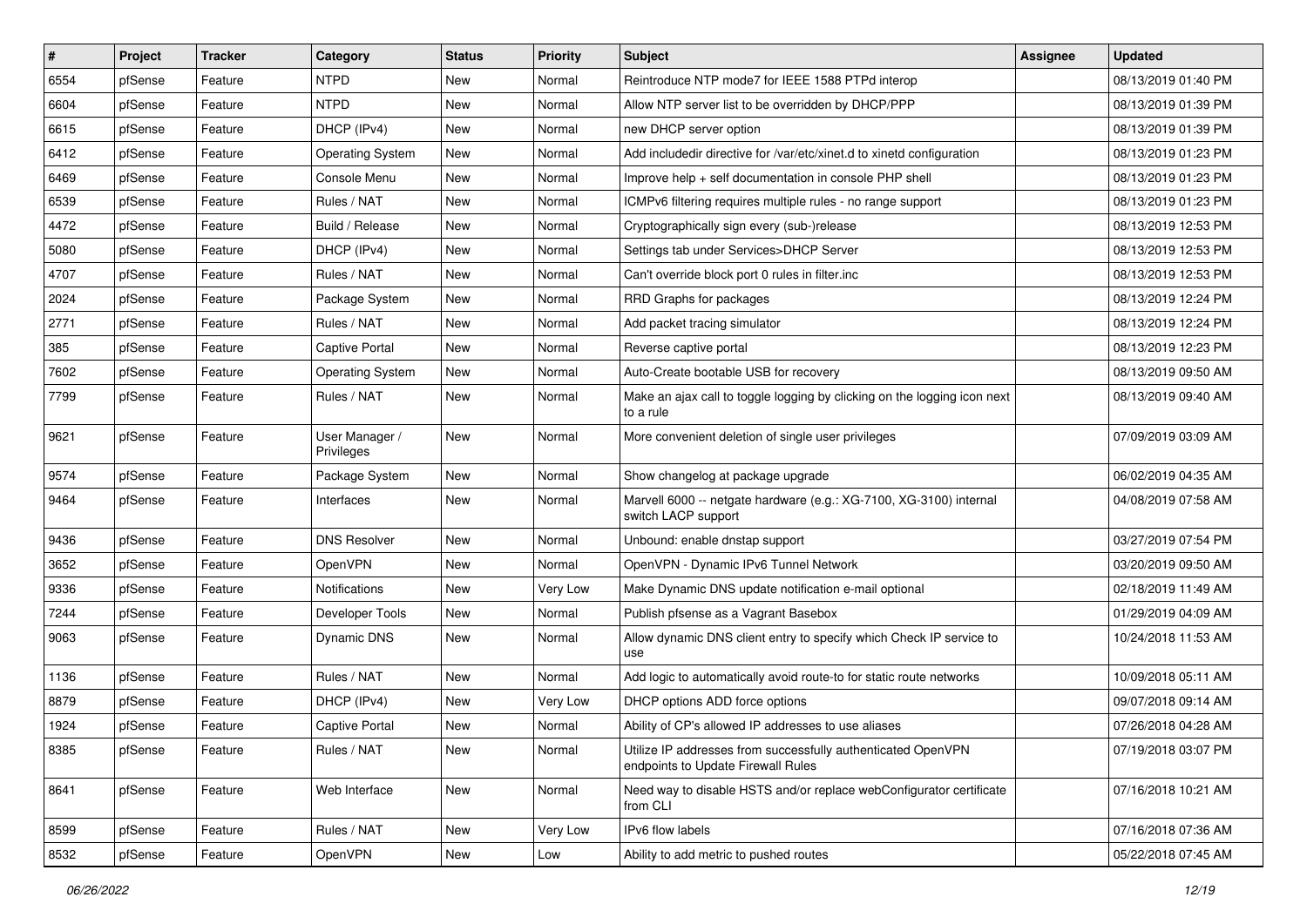| # | Project | Tracker | Category | Status | Priority | Subject | Assignee | Updated |
|---|---|---|---|---|---|---|---|---|
| 6554 | pfSense | Feature | NTPD | New | Normal | Reintroduce NTP mode7 for IEEE 1588 PTPd interop | | 08/13/2019 01:40 PM |
| 6604 | pfSense | Feature | NTPD | New | Normal | Allow NTP server list to be overridden by DHCP/PPP | | 08/13/2019 01:39 PM |
| 6615 | pfSense | Feature | DHCP (IPv4) | New | Normal | new DHCP server option | | 08/13/2019 01:39 PM |
| 6412 | pfSense | Feature | Operating System | New | Normal | Add includedir directive for /var/etc/xinet.d to xinetd configuration | | 08/13/2019 01:23 PM |
| 6469 | pfSense | Feature | Console Menu | New | Normal | Improve help + self documentation in console PHP shell | | 08/13/2019 01:23 PM |
| 6539 | pfSense | Feature | Rules / NAT | New | Normal | ICMPv6 filtering requires multiple rules - no range support | | 08/13/2019 01:23 PM |
| 4472 | pfSense | Feature | Build / Release | New | Normal | Cryptographically sign every (sub-)release | | 08/13/2019 12:53 PM |
| 5080 | pfSense | Feature | DHCP (IPv4) | New | Normal | Settings tab under Services>DHCP Server | | 08/13/2019 12:53 PM |
| 4707 | pfSense | Feature | Rules / NAT | New | Normal | Can't override block port 0 rules in filter.inc | | 08/13/2019 12:53 PM |
| 2024 | pfSense | Feature | Package System | New | Normal | RRD Graphs for packages | | 08/13/2019 12:24 PM |
| 2771 | pfSense | Feature | Rules / NAT | New | Normal | Add packet tracing simulator | | 08/13/2019 12:24 PM |
| 385 | pfSense | Feature | Captive Portal | New | Normal | Reverse captive portal | | 08/13/2019 12:23 PM |
| 7602 | pfSense | Feature | Operating System | New | Normal | Auto-Create bootable USB for recovery | | 08/13/2019 09:50 AM |
| 7799 | pfSense | Feature | Rules / NAT | New | Normal | Make an ajax call to toggle logging by clicking on the logging icon next to a rule | | 08/13/2019 09:40 AM |
| 9621 | pfSense | Feature | User Manager / Privileges | New | Normal | More convenient deletion of single user privileges | | 07/09/2019 03:09 AM |
| 9574 | pfSense | Feature | Package System | New | Normal | Show changelog at package upgrade | | 06/02/2019 04:35 AM |
| 9464 | pfSense | Feature | Interfaces | New | Normal | Marvell 6000 -- netgate hardware (e.g.: XG-7100, XG-3100) internal switch LACP support | | 04/08/2019 07:58 AM |
| 9436 | pfSense | Feature | DNS Resolver | New | Normal | Unbound: enable dnstap support | | 03/27/2019 07:54 PM |
| 3652 | pfSense | Feature | OpenVPN | New | Normal | OpenVPN - Dynamic IPv6 Tunnel Network | | 03/20/2019 09:50 AM |
| 9336 | pfSense | Feature | Notifications | New | Very Low | Make Dynamic DNS update notification e-mail optional | | 02/18/2019 11:49 AM |
| 7244 | pfSense | Feature | Developer Tools | New | Normal | Publish pfsense as a Vagrant Basebox | | 01/29/2019 04:09 AM |
| 9063 | pfSense | Feature | Dynamic DNS | New | Normal | Allow dynamic DNS client entry to specify which Check IP service to use | | 10/24/2018 11:53 AM |
| 1136 | pfSense | Feature | Rules / NAT | New | Normal | Add logic to automatically avoid route-to for static route networks | | 10/09/2018 05:11 AM |
| 8879 | pfSense | Feature | DHCP (IPv4) | New | Very Low | DHCP options ADD force options | | 09/07/2018 09:14 AM |
| 1924 | pfSense | Feature | Captive Portal | New | Normal | Ability of CP's allowed IP addresses to use aliases | | 07/26/2018 04:28 AM |
| 8385 | pfSense | Feature | Rules / NAT | New | Normal | Utilize IP addresses from successfully authenticated OpenVPN endpoints to Update Firewall Rules | | 07/19/2018 03:07 PM |
| 8641 | pfSense | Feature | Web Interface | New | Normal | Need way to disable HSTS and/or replace webConfigurator certificate from CLI | | 07/16/2018 10:21 AM |
| 8599 | pfSense | Feature | Rules / NAT | New | Very Low | IPv6 flow labels | | 07/16/2018 07:36 AM |
| 8532 | pfSense | Feature | OpenVPN | New | Low | Ability to add metric to pushed routes | | 05/22/2018 07:45 AM |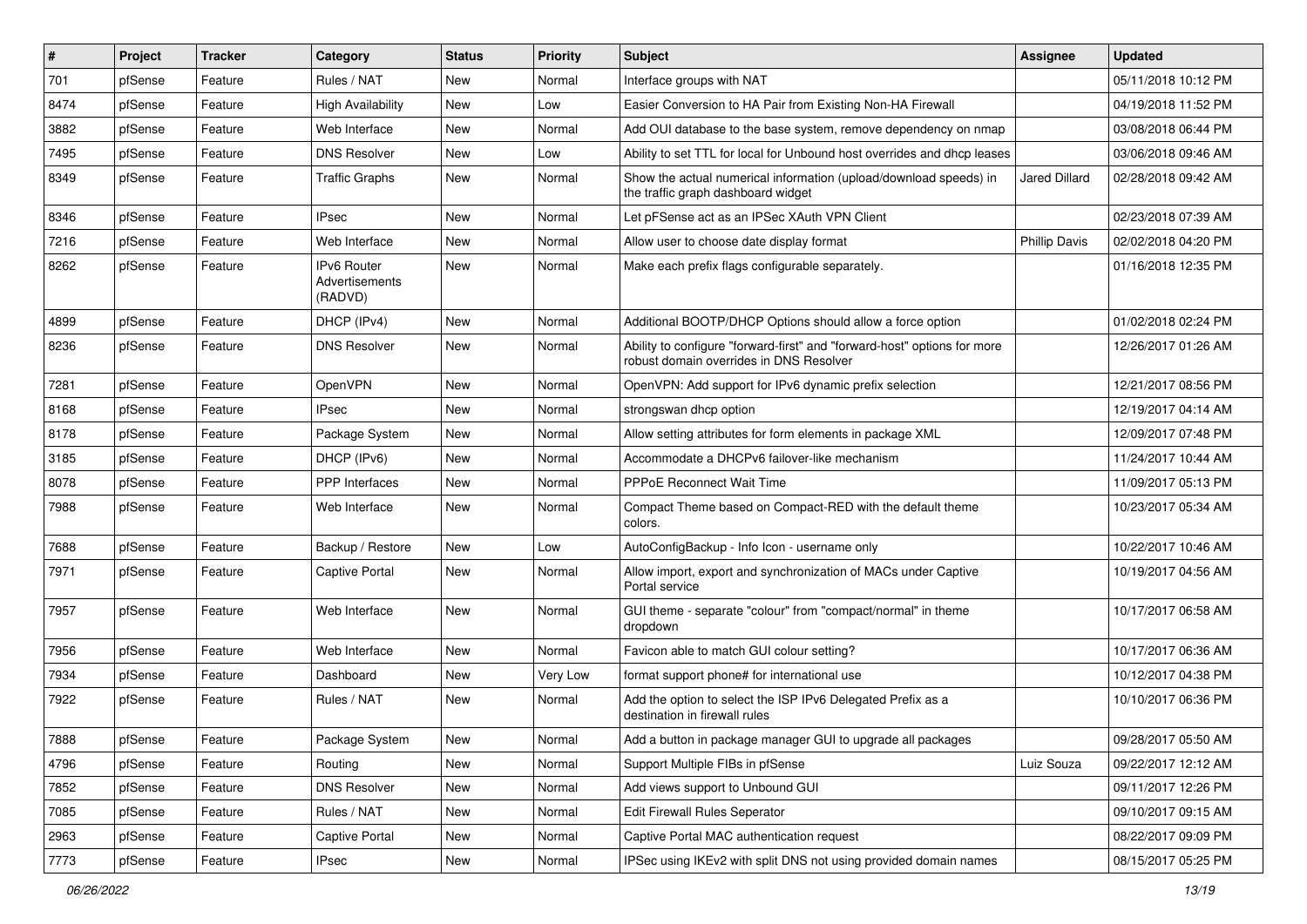| # | Project | Tracker | Category | Status | Priority | Subject | Assignee | Updated |
|---|---|---|---|---|---|---|---|---|
| 701 | pfSense | Feature | Rules / NAT | New | Normal | Interface groups with NAT | | 05/11/2018 10:12 PM |
| 8474 | pfSense | Feature | High Availability | New | Low | Easier Conversion to HA Pair from Existing Non-HA Firewall | | 04/19/2018 11:52 PM |
| 3882 | pfSense | Feature | Web Interface | New | Normal | Add OUI database to the base system, remove dependency on nmap | | 03/08/2018 06:44 PM |
| 7495 | pfSense | Feature | DNS Resolver | New | Low | Ability to set TTL for local for Unbound host overrides and dhcp leases | | 03/06/2018 09:46 AM |
| 8349 | pfSense | Feature | Traffic Graphs | New | Normal | Show the actual numerical information (upload/download speeds) in the traffic graph dashboard widget | Jared Dillard | 02/28/2018 09:42 AM |
| 8346 | pfSense | Feature | IPsec | New | Normal | Let pFSense act as an IPSec XAuth VPN Client | | 02/23/2018 07:39 AM |
| 7216 | pfSense | Feature | Web Interface | New | Normal | Allow user to choose date display format | Phillip Davis | 02/02/2018 04:20 PM |
| 8262 | pfSense | Feature | IPv6 Router Advertisements (RADVD) | New | Normal | Make each prefix flags configurable separately. | | 01/16/2018 12:35 PM |
| 4899 | pfSense | Feature | DHCP (IPv4) | New | Normal | Additional BOOTP/DHCP Options should allow a force option | | 01/02/2018 02:24 PM |
| 8236 | pfSense | Feature | DNS Resolver | New | Normal | Ability to configure "forward-first" and "forward-host" options for more robust domain overrides in DNS Resolver | | 12/26/2017 01:26 AM |
| 7281 | pfSense | Feature | OpenVPN | New | Normal | OpenVPN: Add support for IPv6 dynamic prefix selection | | 12/21/2017 08:56 PM |
| 8168 | pfSense | Feature | IPsec | New | Normal | strongswan dhcp option | | 12/19/2017 04:14 AM |
| 8178 | pfSense | Feature | Package System | New | Normal | Allow setting attributes for form elements in package XML | | 12/09/2017 07:48 PM |
| 3185 | pfSense | Feature | DHCP (IPv6) | New | Normal | Accommodate a DHCPv6 failover-like mechanism | | 11/24/2017 10:44 AM |
| 8078 | pfSense | Feature | PPP Interfaces | New | Normal | PPPoE Reconnect Wait Time | | 11/09/2017 05:13 PM |
| 7988 | pfSense | Feature | Web Interface | New | Normal | Compact Theme based on Compact-RED with the default theme colors. | | 10/23/2017 05:34 AM |
| 7688 | pfSense | Feature | Backup / Restore | New | Low | AutoConfigBackup - Info Icon - username only | | 10/22/2017 10:46 AM |
| 7971 | pfSense | Feature | Captive Portal | New | Normal | Allow import, export and synchronization of MACs under Captive Portal service | | 10/19/2017 04:56 AM |
| 7957 | pfSense | Feature | Web Interface | New | Normal | GUI theme - separate "colour" from "compact/normal" in theme dropdown | | 10/17/2017 06:58 AM |
| 7956 | pfSense | Feature | Web Interface | New | Normal | Favicon able to match GUI colour setting? | | 10/17/2017 06:36 AM |
| 7934 | pfSense | Feature | Dashboard | New | Very Low | format support phone# for international use | | 10/12/2017 04:38 PM |
| 7922 | pfSense | Feature | Rules / NAT | New | Normal | Add the option to select the ISP IPv6 Delegated Prefix as a destination in firewall rules | | 10/10/2017 06:36 PM |
| 7888 | pfSense | Feature | Package System | New | Normal | Add a button in package manager GUI to upgrade all packages | | 09/28/2017 05:50 AM |
| 4796 | pfSense | Feature | Routing | New | Normal | Support Multiple FIBs in pfSense | Luiz Souza | 09/22/2017 12:12 AM |
| 7852 | pfSense | Feature | DNS Resolver | New | Normal | Add views support to Unbound GUI | | 09/11/2017 12:26 PM |
| 7085 | pfSense | Feature | Rules / NAT | New | Normal | Edit Firewall Rules Seperator | | 09/10/2017 09:15 AM |
| 2963 | pfSense | Feature | Captive Portal | New | Normal | Captive Portal MAC authentication request | | 08/22/2017 09:09 PM |
| 7773 | pfSense | Feature | IPsec | New | Normal | IPSec using IKEv2 with split DNS not using provided domain names | | 08/15/2017 05:25 PM |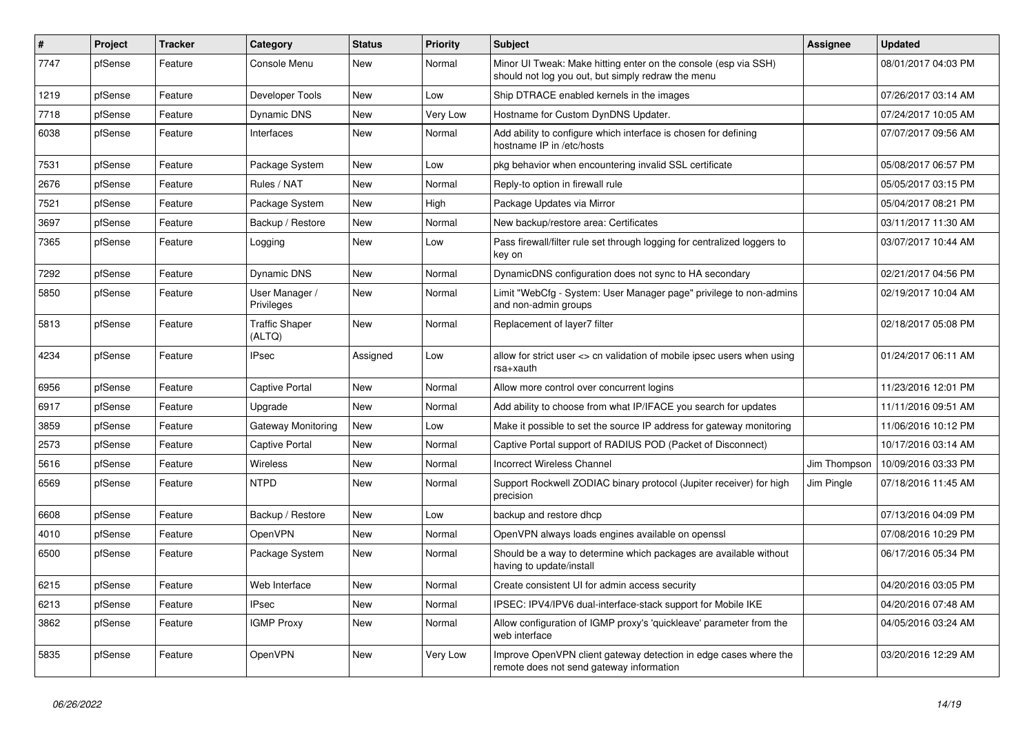| # | Project | Tracker | Category | Status | Priority | Subject | Assignee | Updated |
|---|---|---|---|---|---|---|---|---|
| 7747 | pfSense | Feature | Console Menu | New | Normal | Minor UI Tweak: Make hitting enter on the console (esp via SSH) should not log you out, but simply redraw the menu | | 08/01/2017 04:03 PM |
| 1219 | pfSense | Feature | Developer Tools | New | Low | Ship DTRACE enabled kernels in the images | | 07/26/2017 03:14 AM |
| 7718 | pfSense | Feature | Dynamic DNS | New | Very Low | Hostname for Custom DynDNS Updater. | | 07/24/2017 10:05 AM |
| 6038 | pfSense | Feature | Interfaces | New | Normal | Add ability to configure which interface is chosen for defining hostname IP in /etc/hosts | | 07/07/2017 09:56 AM |
| 7531 | pfSense | Feature | Package System | New | Low | pkg behavior when encountering invalid SSL certificate | | 05/08/2017 06:57 PM |
| 2676 | pfSense | Feature | Rules / NAT | New | Normal | Reply-to option in firewall rule | | 05/05/2017 03:15 PM |
| 7521 | pfSense | Feature | Package System | New | High | Package Updates via Mirror | | 05/04/2017 08:21 PM |
| 3697 | pfSense | Feature | Backup / Restore | New | Normal | New backup/restore area: Certificates | | 03/11/2017 11:30 AM |
| 7365 | pfSense | Feature | Logging | New | Low | Pass firewall/filter rule set through logging for centralized loggers to key on | | 03/07/2017 10:44 AM |
| 7292 | pfSense | Feature | Dynamic DNS | New | Normal | DynamicDNS configuration does not sync to HA secondary | | 02/21/2017 04:56 PM |
| 5850 | pfSense | Feature | User Manager / Privileges | New | Normal | Limit "WebCfg - System: User Manager page" privilege to non-admins and non-admin groups | | 02/19/2017 10:04 AM |
| 5813 | pfSense | Feature | Traffic Shaper (ALTQ) | New | Normal | Replacement of layer7 filter | | 02/18/2017 05:08 PM |
| 4234 | pfSense | Feature | IPsec | Assigned | Low | allow for strict user <> cn validation of mobile ipsec users when using rsa+xauth | | 01/24/2017 06:11 AM |
| 6956 | pfSense | Feature | Captive Portal | New | Normal | Allow more control over concurrent logins | | 11/23/2016 12:01 PM |
| 6917 | pfSense | Feature | Upgrade | New | Normal | Add ability to choose from what IP/IFACE you search for updates | | 11/11/2016 09:51 AM |
| 3859 | pfSense | Feature | Gateway Monitoring | New | Low | Make it possible to set the source IP address for gateway monitoring | | 11/06/2016 10:12 PM |
| 2573 | pfSense | Feature | Captive Portal | New | Normal | Captive Portal support of RADIUS POD (Packet of Disconnect) | | 10/17/2016 03:14 AM |
| 5616 | pfSense | Feature | Wireless | New | Normal | Incorrect Wireless Channel | Jim Thompson | 10/09/2016 03:33 PM |
| 6569 | pfSense | Feature | NTPD | New | Normal | Support Rockwell ZODIAC binary protocol (Jupiter receiver) for high precision | Jim Pingle | 07/18/2016 11:45 AM |
| 6608 | pfSense | Feature | Backup / Restore | New | Low | backup and restore dhcp | | 07/13/2016 04:09 PM |
| 4010 | pfSense | Feature | OpenVPN | New | Normal | OpenVPN always loads engines available on openssl | | 07/08/2016 10:29 PM |
| 6500 | pfSense | Feature | Package System | New | Normal | Should be a way to determine which packages are available without having to update/install | | 06/17/2016 05:34 PM |
| 6215 | pfSense | Feature | Web Interface | New | Normal | Create consistent UI for admin access security | | 04/20/2016 03:05 PM |
| 6213 | pfSense | Feature | IPsec | New | Normal | IPSEC: IPV4/IPV6 dual-interface-stack support for Mobile IKE | | 04/20/2016 07:48 AM |
| 3862 | pfSense | Feature | IGMP Proxy | New | Normal | Allow configuration of IGMP proxy's 'quickleave' parameter from the web interface | | 04/05/2016 03:24 AM |
| 5835 | pfSense | Feature | OpenVPN | New | Very Low | Improve OpenVPN client gateway detection in edge cases where the remote does not send gateway information | | 03/20/2016 12:29 AM |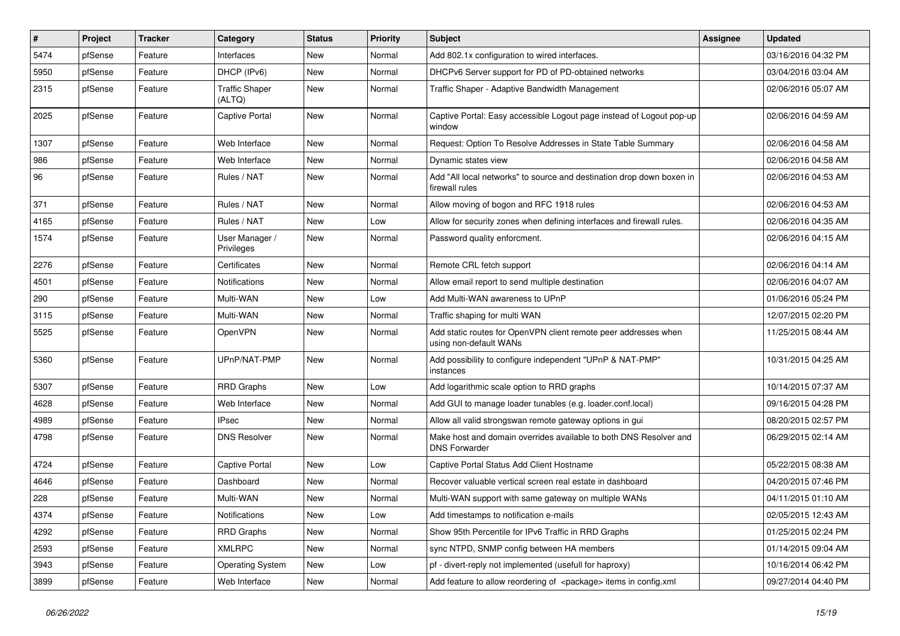| # | Project | Tracker | Category | Status | Priority | Subject | Assignee | Updated |
| --- | --- | --- | --- | --- | --- | --- | --- | --- |
| 5474 | pfSense | Feature | Interfaces | New | Normal | Add 802.1x configuration to wired interfaces. | | 03/16/2016 04:32 PM |
| 5950 | pfSense | Feature | DHCP (IPv6) | New | Normal | DHCPv6 Server support for PD of PD-obtained networks | | 03/04/2016 03:04 AM |
| 2315 | pfSense | Feature | Traffic Shaper (ALTQ) | New | Normal | Traffic Shaper - Adaptive Bandwidth Management | | 02/06/2016 05:07 AM |
| 2025 | pfSense | Feature | Captive Portal | New | Normal | Captive Portal: Easy accessible Logout page instead of Logout pop-up window | | 02/06/2016 04:59 AM |
| 1307 | pfSense | Feature | Web Interface | New | Normal | Request: Option To Resolve Addresses in State Table Summary | | 02/06/2016 04:58 AM |
| 986 | pfSense | Feature | Web Interface | New | Normal | Dynamic states view | | 02/06/2016 04:58 AM |
| 96 | pfSense | Feature | Rules / NAT | New | Normal | Add "All local networks" to source and destination drop down boxen in firewall rules | | 02/06/2016 04:53 AM |
| 371 | pfSense | Feature | Rules / NAT | New | Normal | Allow moving of bogon and RFC 1918 rules | | 02/06/2016 04:53 AM |
| 4165 | pfSense | Feature | Rules / NAT | New | Low | Allow for security zones when defining interfaces and firewall rules. | | 02/06/2016 04:35 AM |
| 1574 | pfSense | Feature | User Manager / Privileges | New | Normal | Password quality enforcment. | | 02/06/2016 04:15 AM |
| 2276 | pfSense | Feature | Certificates | New | Normal | Remote CRL fetch support | | 02/06/2016 04:14 AM |
| 4501 | pfSense | Feature | Notifications | New | Normal | Allow email report to send multiple destination | | 02/06/2016 04:07 AM |
| 290 | pfSense | Feature | Multi-WAN | New | Low | Add Multi-WAN awareness to UPnP | | 01/06/2016 05:24 PM |
| 3115 | pfSense | Feature | Multi-WAN | New | Normal | Traffic shaping for multi WAN | | 12/07/2015 02:20 PM |
| 5525 | pfSense | Feature | OpenVPN | New | Normal | Add static routes for OpenVPN client remote peer addresses when using non-default WANs | | 11/25/2015 08:44 AM |
| 5360 | pfSense | Feature | UPnP/NAT-PMP | New | Normal | Add possibility to configure independent "UPnP & NAT-PMP" instances | | 10/31/2015 04:25 AM |
| 5307 | pfSense | Feature | RRD Graphs | New | Low | Add logarithmic scale option to RRD graphs | | 10/14/2015 07:37 AM |
| 4628 | pfSense | Feature | Web Interface | New | Normal | Add GUI to manage loader tunables (e.g. loader.conf.local) | | 09/16/2015 04:28 PM |
| 4989 | pfSense | Feature | IPsec | New | Normal | Allow all valid strongswan remote gateway options in gui | | 08/20/2015 02:57 PM |
| 4798 | pfSense | Feature | DNS Resolver | New | Normal | Make host and domain overrides available to both DNS Resolver and DNS Forwarder | | 06/29/2015 02:14 AM |
| 4724 | pfSense | Feature | Captive Portal | New | Low | Captive Portal Status Add Client Hostname | | 05/22/2015 08:38 AM |
| 4646 | pfSense | Feature | Dashboard | New | Normal | Recover valuable vertical screen real estate in dashboard | | 04/20/2015 07:46 PM |
| 228 | pfSense | Feature | Multi-WAN | New | Normal | Multi-WAN support with same gateway on multiple WANs | | 04/11/2015 01:10 AM |
| 4374 | pfSense | Feature | Notifications | New | Low | Add timestamps to notification e-mails | | 02/05/2015 12:43 AM |
| 4292 | pfSense | Feature | RRD Graphs | New | Normal | Show 95th Percentile for IPv6 Traffic in RRD Graphs | | 01/25/2015 02:24 PM |
| 2593 | pfSense | Feature | XMLRPC | New | Normal | sync NTPD, SNMP config between HA members | | 01/14/2015 09:04 AM |
| 3943 | pfSense | Feature | Operating System | New | Low | pf - divert-reply not implemented (usefull for haproxy) | | 10/16/2014 06:42 PM |
| 3899 | pfSense | Feature | Web Interface | New | Normal | Add feature to allow reordering of <package> items in config.xml | | 09/27/2014 04:40 PM |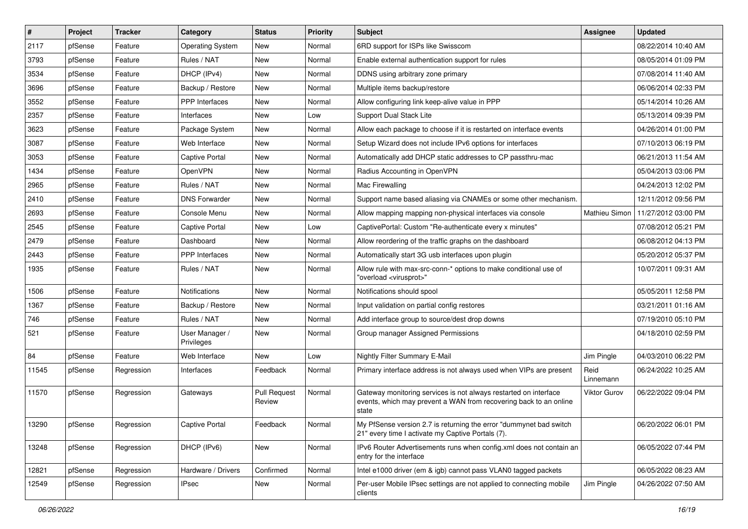| # | Project | Tracker | Category | Status | Priority | Subject | Assignee | Updated |
|---|---|---|---|---|---|---|---|---|
| 2117 | pfSense | Feature | Operating System | New | Normal | 6RD support for ISPs like Swisscom | | 08/22/2014 10:40 AM |
| 3793 | pfSense | Feature | Rules / NAT | New | Normal | Enable external authentication support for rules | | 08/05/2014 01:09 PM |
| 3534 | pfSense | Feature | DHCP (IPv4) | New | Normal | DDNS using arbitrary zone primary | | 07/08/2014 11:40 AM |
| 3696 | pfSense | Feature | Backup / Restore | New | Normal | Multiple items backup/restore | | 06/06/2014 02:33 PM |
| 3552 | pfSense | Feature | PPP Interfaces | New | Normal | Allow configuring link keep-alive value in PPP | | 05/14/2014 10:26 AM |
| 2357 | pfSense | Feature | Interfaces | New | Low | Support Dual Stack Lite | | 05/13/2014 09:39 PM |
| 3623 | pfSense | Feature | Package System | New | Normal | Allow each package to choose if it is restarted on interface events | | 04/26/2014 01:00 PM |
| 3087 | pfSense | Feature | Web Interface | New | Normal | Setup Wizard does not include IPv6 options for interfaces | | 07/10/2013 06:19 PM |
| 3053 | pfSense | Feature | Captive Portal | New | Normal | Automatically add DHCP static addresses to CP passthru-mac | | 06/21/2013 11:54 AM |
| 1434 | pfSense | Feature | OpenVPN | New | Normal | Radius Accounting in OpenVPN | | 05/04/2013 03:06 PM |
| 2965 | pfSense | Feature | Rules / NAT | New | Normal | Mac Firewalling | | 04/24/2013 12:02 PM |
| 2410 | pfSense | Feature | DNS Forwarder | New | Normal | Support name based aliasing via CNAMEs or some other mechanism. | | 12/11/2012 09:56 PM |
| 2693 | pfSense | Feature | Console Menu | New | Normal | Allow mapping mapping non-physical interfaces via console | Mathieu Simon | 11/27/2012 03:00 PM |
| 2545 | pfSense | Feature | Captive Portal | New | Low | CaptivePortal: Custom "Re-authenticate every x minutes" | | 07/08/2012 05:21 PM |
| 2479 | pfSense | Feature | Dashboard | New | Normal | Allow reordering of the traffic graphs on the dashboard | | 06/08/2012 04:13 PM |
| 2443 | pfSense | Feature | PPP Interfaces | New | Normal | Automatically start 3G usb interfaces upon plugin | | 05/20/2012 05:37 PM |
| 1935 | pfSense | Feature | Rules / NAT | New | Normal | Allow rule with max-src-conn-* options to make conditional use of "overload <virusprot>" | | 10/07/2011 09:31 AM |
| 1506 | pfSense | Feature | Notifications | New | Normal | Notifications should spool | | 05/05/2011 12:58 PM |
| 1367 | pfSense | Feature | Backup / Restore | New | Normal | Input validation on partial config restores | | 03/21/2011 01:16 AM |
| 746 | pfSense | Feature | Rules / NAT | New | Normal | Add interface group to source/dest drop downs | | 07/19/2010 05:10 PM |
| 521 | pfSense | Feature | User Manager / Privileges | New | Normal | Group manager Assigned Permissions | | 04/18/2010 02:59 PM |
| 84 | pfSense | Feature | Web Interface | New | Low | Nightly Filter Summary E-Mail | Jim Pingle | 04/03/2010 06:22 PM |
| 11545 | pfSense | Regression | Interfaces | Feedback | Normal | Primary interface address is not always used when VIPs are present | Reid Linnemann | 06/24/2022 10:25 AM |
| 11570 | pfSense | Regression | Gateways | Pull Request Review | Normal | Gateway monitoring services is not always restarted on interface events, which may prevent a WAN from recovering back to an online state | Viktor Gurov | 06/22/2022 09:04 PM |
| 13290 | pfSense | Regression | Captive Portal | Feedback | Normal | My PfSense version 2.7 is returning the error "dummynet bad switch 21" every time I activate my Captive Portals (7). | | 06/20/2022 06:01 PM |
| 13248 | pfSense | Regression | DHCP (IPv6) | New | Normal | IPv6 Router Advertisements runs when config.xml does not contain an entry for the interface | | 06/05/2022 07:44 PM |
| 12821 | pfSense | Regression | Hardware / Drivers | Confirmed | Normal | Intel e1000 driver (em & igb) cannot pass VLAN0 tagged packets | | 06/05/2022 08:23 AM |
| 12549 | pfSense | Regression | IPsec | New | Normal | Per-user Mobile IPsec settings are not applied to connecting mobile clients | Jim Pingle | 04/26/2022 07:50 AM |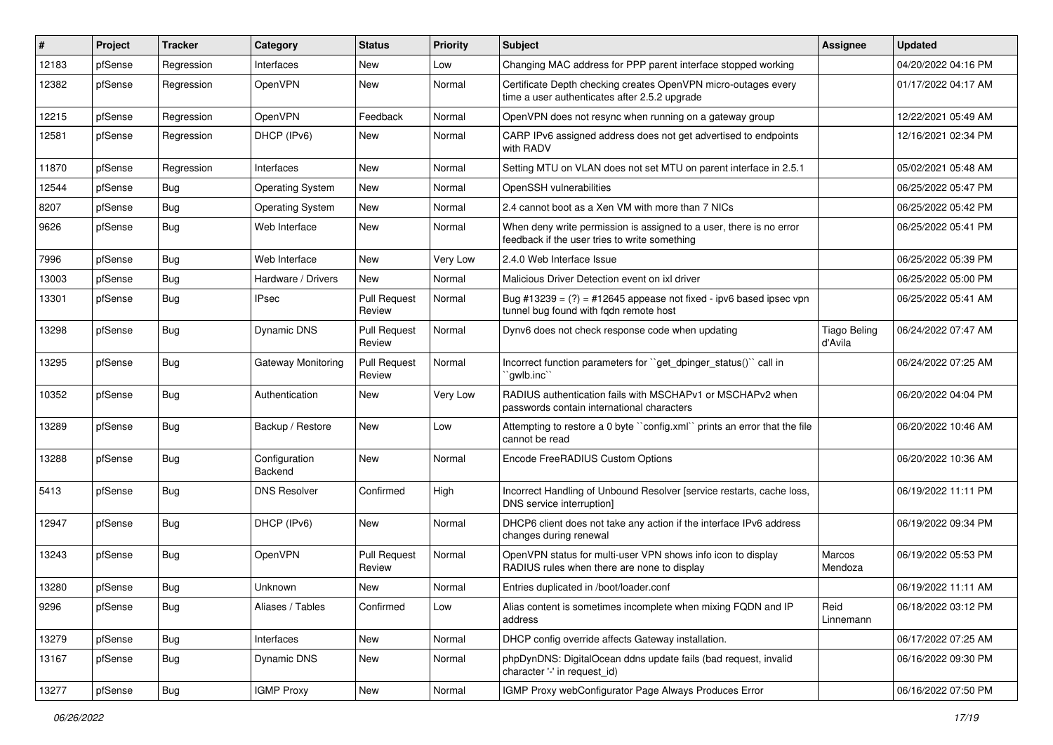| # | Project | Tracker | Category | Status | Priority | Subject | Assignee | Updated |
|---|---|---|---|---|---|---|---|---|
| 12183 | pfSense | Regression | Interfaces | New | Low | Changing MAC address for PPP parent interface stopped working | | 04/20/2022 04:16 PM |
| 12382 | pfSense | Regression | OpenVPN | New | Normal | Certificate Depth checking creates OpenVPN micro-outages every time a user authenticates after 2.5.2 upgrade | | 01/17/2022 04:17 AM |
| 12215 | pfSense | Regression | OpenVPN | Feedback | Normal | OpenVPN does not resync when running on a gateway group | | 12/22/2021 05:49 AM |
| 12581 | pfSense | Regression | DHCP (IPv6) | New | Normal | CARP IPv6 assigned address does not get advertised to endpoints with RADV | | 12/16/2021 02:34 PM |
| 11870 | pfSense | Regression | Interfaces | New | Normal | Setting MTU on VLAN does not set MTU on parent interface in 2.5.1 | | 05/02/2021 05:48 AM |
| 12544 | pfSense | Bug | Operating System | New | Normal | OpenSSH vulnerabilities | | 06/25/2022 05:47 PM |
| 8207 | pfSense | Bug | Operating System | New | Normal | 2.4 cannot boot as a Xen VM with more than 7 NICs | | 06/25/2022 05:42 PM |
| 9626 | pfSense | Bug | Web Interface | New | Normal | When deny write permission is assigned to a user, there is no error feedback if the user tries to write something | | 06/25/2022 05:41 PM |
| 7996 | pfSense | Bug | Web Interface | New | Very Low | 2.4.0 Web Interface Issue | | 06/25/2022 05:39 PM |
| 13003 | pfSense | Bug | Hardware / Drivers | New | Normal | Malicious Driver Detection event on ixl driver | | 06/25/2022 05:00 PM |
| 13301 | pfSense | Bug | IPsec | Pull Request Review | Normal | Bug #13239 = (?) = #12645 appease not fixed - ipv6 based ipsec vpn tunnel bug found with fqdn remote host | | 06/25/2022 05:41 AM |
| 13298 | pfSense | Bug | Dynamic DNS | Pull Request Review | Normal | Dynv6 does not check response code when updating | Tiago Beling d'Avila | 06/24/2022 07:47 AM |
| 13295 | pfSense | Bug | Gateway Monitoring | Pull Request Review | Normal | Incorrect function parameters for ``get_dpinger_status()`` call in ``gwlb.inc`` | | 06/24/2022 07:25 AM |
| 10352 | pfSense | Bug | Authentication | New | Very Low | RADIUS authentication fails with MSCHAPv1 or MSCHAPv2 when passwords contain international characters | | 06/20/2022 04:04 PM |
| 13289 | pfSense | Bug | Backup / Restore | New | Low | Attempting to restore a 0 byte ``config.xml`` prints an error that the file cannot be read | | 06/20/2022 10:46 AM |
| 13288 | pfSense | Bug | Configuration Backend | New | Normal | Encode FreeRADIUS Custom Options | | 06/20/2022 10:36 AM |
| 5413 | pfSense | Bug | DNS Resolver | Confirmed | High | Incorrect Handling of Unbound Resolver [service restarts, cache loss, DNS service interruption] | | 06/19/2022 11:11 PM |
| 12947 | pfSense | Bug | DHCP (IPv6) | New | Normal | DHCP6 client does not take any action if the interface IPv6 address changes during renewal | | 06/19/2022 09:34 PM |
| 13243 | pfSense | Bug | OpenVPN | Pull Request Review | Normal | OpenVPN status for multi-user VPN shows info icon to display RADIUS rules when there are none to display | Marcos Mendoza | 06/19/2022 05:53 PM |
| 13280 | pfSense | Bug | Unknown | New | Normal | Entries duplicated in /boot/loader.conf | | 06/19/2022 11:11 AM |
| 9296 | pfSense | Bug | Aliases / Tables | Confirmed | Low | Alias content is sometimes incomplete when mixing FQDN and IP address | Reid Linnemann | 06/18/2022 03:12 PM |
| 13279 | pfSense | Bug | Interfaces | New | Normal | DHCP config override affects Gateway installation. | | 06/17/2022 07:25 AM |
| 13167 | pfSense | Bug | Dynamic DNS | New | Normal | phpDynDNS: DigitalOcean ddns update fails (bad request, invalid character '-' in request_id) | | 06/16/2022 09:30 PM |
| 13277 | pfSense | Bug | IGMP Proxy | New | Normal | IGMP Proxy webConfigurator Page Always Produces Error | | 06/16/2022 07:50 PM |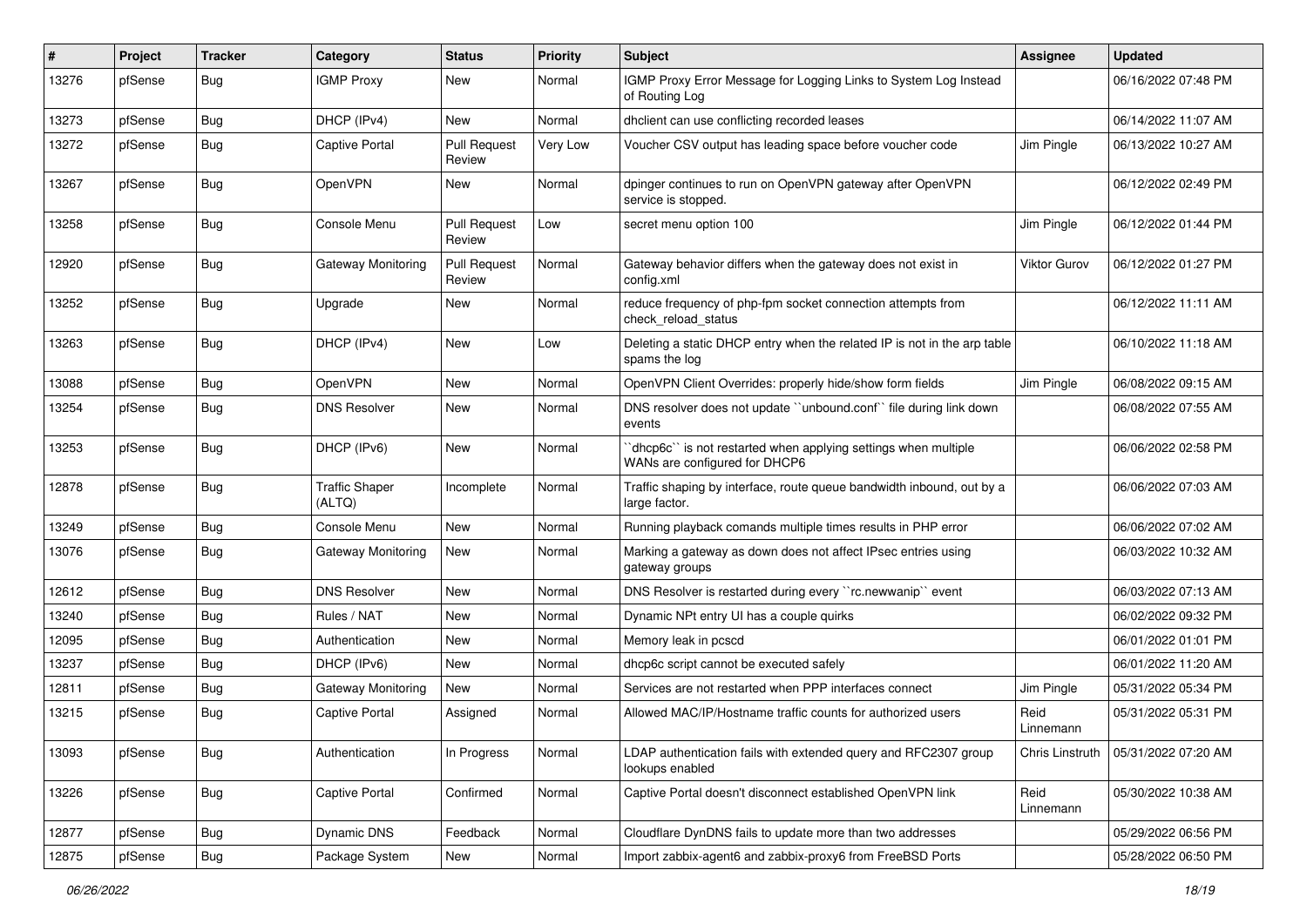| # | Project | Tracker | Category | Status | Priority | Subject | Assignee | Updated |
|---|---|---|---|---|---|---|---|---|
| 13276 | pfSense | Bug | IGMP Proxy | New | Normal | IGMP Proxy Error Message for Logging Links to System Log Instead of Routing Log | | 06/16/2022 07:48 PM |
| 13273 | pfSense | Bug | DHCP (IPv4) | New | Normal | dhclient can use conflicting recorded leases | | 06/14/2022 11:07 AM |
| 13272 | pfSense | Bug | Captive Portal | Pull Request Review | Very Low | Voucher CSV output has leading space before voucher code | Jim Pingle | 06/13/2022 10:27 AM |
| 13267 | pfSense | Bug | OpenVPN | New | Normal | dpinger continues to run on OpenVPN gateway after OpenVPN service is stopped. | | 06/12/2022 02:49 PM |
| 13258 | pfSense | Bug | Console Menu | Pull Request Review | Low | secret menu option 100 | Jim Pingle | 06/12/2022 01:44 PM |
| 12920 | pfSense | Bug | Gateway Monitoring | Pull Request Review | Normal | Gateway behavior differs when the gateway does not exist in config.xml | Viktor Gurov | 06/12/2022 01:27 PM |
| 13252 | pfSense | Bug | Upgrade | New | Normal | reduce frequency of php-fpm socket connection attempts from check_reload_status | | 06/12/2022 11:11 AM |
| 13263 | pfSense | Bug | DHCP (IPv4) | New | Low | Deleting a static DHCP entry when the related IP is not in the arp table spams the log | | 06/10/2022 11:18 AM |
| 13088 | pfSense | Bug | OpenVPN | New | Normal | OpenVPN Client Overrides: properly hide/show form fields | Jim Pingle | 06/08/2022 09:15 AM |
| 13254 | pfSense | Bug | DNS Resolver | New | Normal | DNS resolver does not update ``unbound.conf`` file during link down events | | 06/08/2022 07:55 AM |
| 13253 | pfSense | Bug | DHCP (IPv6) | New | Normal | ``dhcp6c`` is not restarted when applying settings when multiple WANs are configured for DHCP6 | | 06/06/2022 02:58 PM |
| 12878 | pfSense | Bug | Traffic Shaper (ALTQ) | Incomplete | Normal | Traffic shaping by interface, route queue bandwidth inbound, out by a large factor. | | 06/06/2022 07:03 AM |
| 13249 | pfSense | Bug | Console Menu | New | Normal | Running playback comands multiple times results in PHP error | | 06/06/2022 07:02 AM |
| 13076 | pfSense | Bug | Gateway Monitoring | New | Normal | Marking a gateway as down does not affect IPsec entries using gateway groups | | 06/03/2022 10:32 AM |
| 12612 | pfSense | Bug | DNS Resolver | New | Normal | DNS Resolver is restarted during every ``rc.newwanip`` event | | 06/03/2022 07:13 AM |
| 13240 | pfSense | Bug | Rules / NAT | New | Normal | Dynamic NPt entry UI has a couple quirks | | 06/02/2022 09:32 PM |
| 12095 | pfSense | Bug | Authentication | New | Normal | Memory leak in pcscd | | 06/01/2022 01:01 PM |
| 13237 | pfSense | Bug | DHCP (IPv6) | New | Normal | dhcp6c script cannot be executed safely | | 06/01/2022 11:20 AM |
| 12811 | pfSense | Bug | Gateway Monitoring | New | Normal | Services are not restarted when PPP interfaces connect | Jim Pingle | 05/31/2022 05:34 PM |
| 13215 | pfSense | Bug | Captive Portal | Assigned | Normal | Allowed MAC/IP/Hostname traffic counts for authorized users | Reid Linnemann | 05/31/2022 05:31 PM |
| 13093 | pfSense | Bug | Authentication | In Progress | Normal | LDAP authentication fails with extended query and RFC2307 group lookups enabled | Chris Linstruth | 05/31/2022 07:20 AM |
| 13226 | pfSense | Bug | Captive Portal | Confirmed | Normal | Captive Portal doesn't disconnect established OpenVPN link | Reid Linnemann | 05/30/2022 10:38 AM |
| 12877 | pfSense | Bug | Dynamic DNS | Feedback | Normal | Cloudflare DynDNS fails to update more than two addresses | | 05/29/2022 06:56 PM |
| 12875 | pfSense | Bug | Package System | New | Normal | Import zabbix-agent6 and zabbix-proxy6 from FreeBSD Ports | | 05/28/2022 06:50 PM |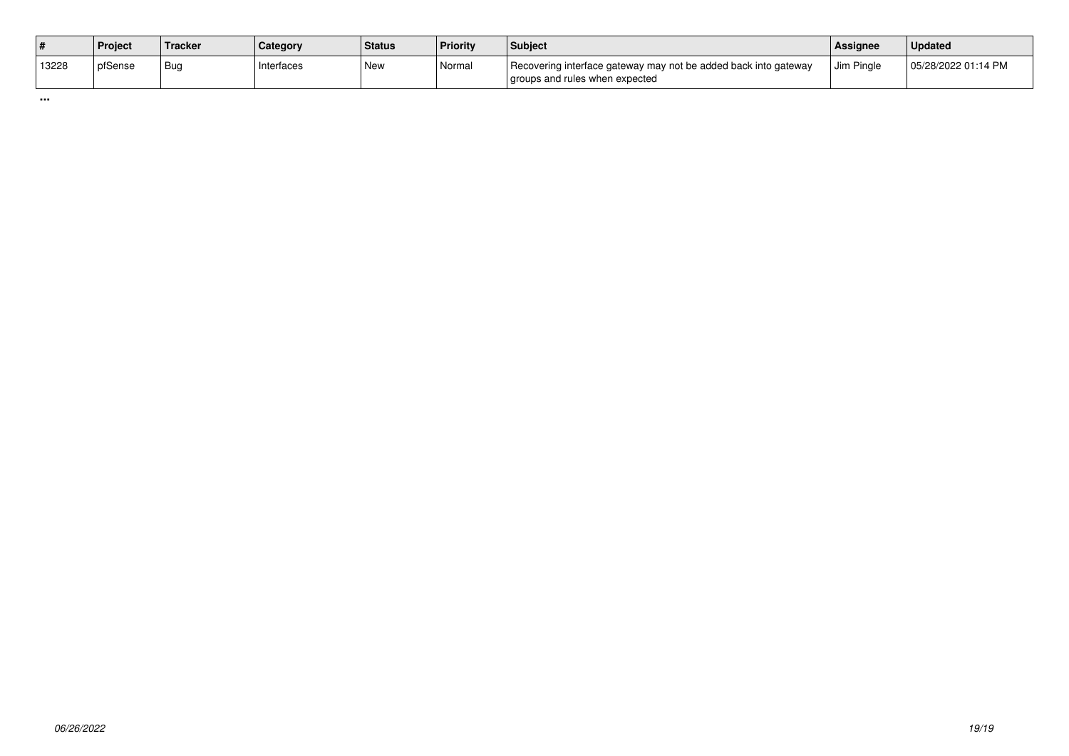| # | Project | Tracker | Category | Status | Priority | Subject | Assignee | Updated |
|---|---|---|---|---|---|---|---|---|
| 13228 | pfSense | Bug | Interfaces | New | Normal | Recovering interface gateway may not be added back into gateway groups and rules when expected | Jim Pingle | 05/28/2022 01:14 PM |

**...**